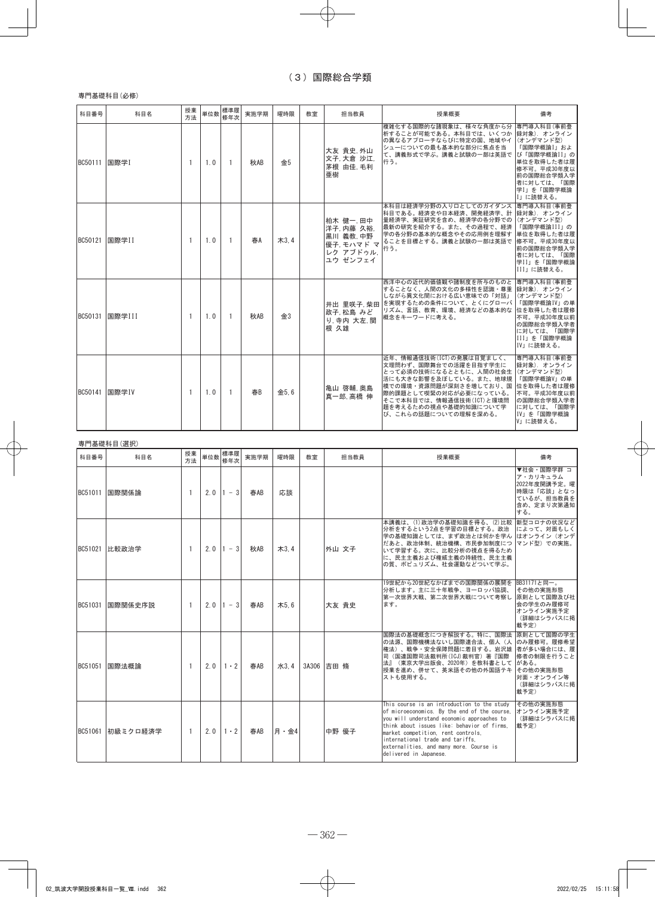# （3）国際総合学類

専門基礎科目(必修)

| 科目番号 | 科目名 | 授業方法 | 単位数 | 標準履修年次 | 実施学期 | 曜時限 | 教室 | 担当教員 | 授業概要 | 備考 |
|---|---|---|---|---|---|---|---|---|---|---|
| BC50111 | 国際学I | 1 | 1.0 | 1 | 秋AB | 金5 | | 大友 貴史,外山 文子,大倉 沙江,茅根 由佳,毛利 亜樹 | 複雑化する国際的な諸現象は、様々な角度から分析することが可能である。本科目では、いくつかの異なるアプローチならびに特定の国、地域やイシューについての最も基本的な部分に焦点を当て、講義形式で学ぶ。講義と試験の一部は英語で行う。 | 専門導入科目(事前登録対象). オンライン(オンデマンド型)「国際学概論I」および「国際学概論II」の単位を取得した者は履修不可。平成30年度以前の国際総合学類入学者に対しては、「国際学I」を「国際学概論I」に読替える。 |
| BC50121 | 国際学II | 1 | 1.0 | 1 | 春A | 木3,4 | | 柏木 健一,田中 洋子,内藤 久裕,黒川 義教,中野 優子,モハマド マレク アブドゥル,ユウ ゼンフェイ | 本科目は経済学分野の入り口としてのガイダンス科目である。経済史や日本経済、開発経済学、計量経済学、実証研究を含め、経済学の各分野での最新の研究を紹介する。また、その過程で、経済学の各分野の基本的な概念やその応用例を理解することを目標とする。講義と試験の一部は英語で行う。 | 専門導入科目(事前登録対象). オンライン(オンデマンド型)「国際学概論III」の単位を取得した者は履修不可。平成30年度以前の国際総合学類入学者に対しては、「国際学II」を「国際学概論III」に読替える。 |
| BC50131 | 国際学III | 1 | 1.0 | 1 | 秋AB | 金3 | | 井出 里咲子,柴田 政子,松島 みどり,寺内 大左,関根 久雄 | 西洋中心の近代的価値観や諸制度を所与のものとすることなく、人間の文化の多様性を認識・尊重しながら異文化間における広い意味での「対話」を実現するための条件について、とくにグローバリズム、言語、教育、環境、経済などの基本的な概念をキーワードに考える。 | 専門導入科目(事前登録対象). オンライン(オンデマンド型)「国際学概論IV」の単位を取得した者は履修不可。平成30年度以前の国際総合学類入学者に対しては、「国際学III」を「国際学概論IV」に読替える。 |
| BC50141 | 国際学IV | 1 | 1.0 | 1 | 春B | 金5,6 | | 亀山 啓輔,奥島 真一郎,高橋 伸 | 近年、情報通信技術(ICT)の発展は目覚ましく、文理問わず、国際舞台での活躍を目指す学生にとって必須の技術になるとともに、人間の社会生活にも大きな影響を及ぼしている。また、地球規模での環境・資源問題が深刻さを増しており、国際的課題として喫緊の対応が必要になっている。そこで本科目では、情報通信技術(ICT)と環境問題を考えるための視点や基礎的知識について学び、これらの話題についての理解を深める。 | 専門導入科目(事前登録対象). オンライン(オンデマンド型)「国際学概論V」の単位を取得した者は履修不可。平成30年度以前の国際総合学類入学者に対しては、「国際学IV」を「国際学概論V」に読替える。 |

専門基礎科目(選択)

| 科目番号 | 科目名 | 授業方法 | 単位数 | 標準履修年次 | 実施学期 | 曜時限 | 教室 | 担当教員 | 授業概要 | 備考 |
|---|---|---|---|---|---|---|---|---|---|---|
| BC51011 | 国際関係論 | 1 | 2.0 | 1 - 3 | 春AB | 応談 | | | | ▼社会・国際学群 コア・カリキュラム 2022年度開講予定。曜時限は「応談」となっているが、担当教員を含め、定まり次第通知する。 |
| BC51021 | 比較政治学 | 1 | 2.0 | 1 - 3 | 秋AB | 木3,4 | | 外山 文子 | 本講義は、(1)政治学の基礎知識を得る、(2)比較分析をするという2点を学習の目標とする。政治学の基礎知識としては、まず政治とは何かを学んだあと、政治体制、統治機構、市民参加制度について学習する。次に、比較分析の視点を得るために、民主主義および権威主義の持続性、民主主義の質、ポピュリズム、社会運動などついて学ぶ。 | 新型コロナの状況などによって、対面もしくはオンライン(オンデマンド型)での実施。 |
| BC51031 | 国際関係史序説 | 1 | 2.0 | 1 - 3 | 春AB | 木5,6 | | 大友 貴史 | 19世紀から20世紀なかばまでの国際関係の展開を分析します。主に三十年戦争、ヨーロッパ協調、第一次世界大戦、第二次世界大戦について考察します。 | BB31171と同一。その他の実施形態 原則として国際及び社会の学生のみ履修可 オンライン実施予定 (詳細はシラバスに掲載予定) |
| BC51051 | 国際法概論 | 1 | 2.0 | 1・2 | 春AB | 水3,4 | 3A306 | 吉田 脩 | 国際法の基礎概念につき解説する。特に、国際法の法源、国際機構法ないし国際連合法、個人(人権法)、戦争・安全保障問題に着目する。岩沢雄司(国連国際司法裁判所(ICJ)裁判官)著『国際法』(東京大学出版会、2020年)を教科書として授業を進め、併せて、英米語その他の外国語テキストも使用する。 | 原則として国際の学生のみ履修可。履修希望者が多い場合には、履修者の制限を行うことがある。その他の実施形態 対面・オンライン等 (詳細はシラバスに掲載予定) |
| BC51061 | 初級ミクロ経済学 | 1 | 2.0 | 1・2 | 春AB | 月・金4 | | 中野 優子 | This course is an introduction to the study of microeconomics. By the end of the course, you will understand economic approaches to think about issues like: behavior of firms, market competition, rent controls, international trade and tariffs, externalities, and many more. Course is delivered in Japanese. | その他の実施形態 オンライン実施予定 (詳細はシラバスに掲載予定) |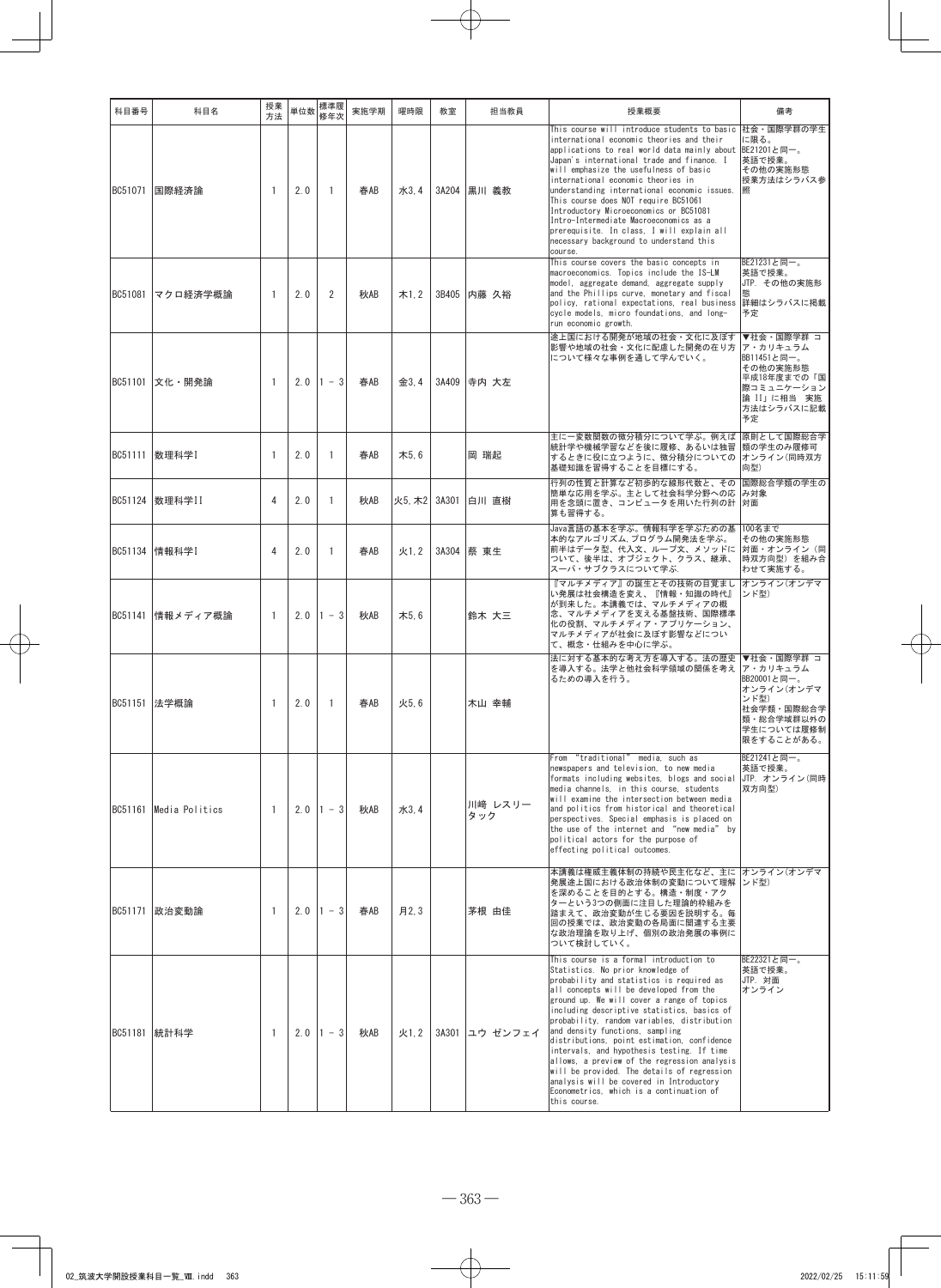| 科目番号 | 科目名 | 授業方法 | 単位数 | 標準履修年次 | 実施学期 | 曜時限 | 教室 | 担当教員 | 授業概要 | 備考 |
|---|---|---|---|---|---|---|---|---|---|---|
| BC51071 | 国際経済論 | 1 | 2.0 | 1 | 春AB | 水3,4 | 3A204 | 黒川 義教 | This course will introduce students to basic international economic theories and their applications to real world data mainly about Japan's international trade and finance. I will emphasize the usefulness of basic international economic theories in understanding international economic issues. This course does NOT require BC51061 Introductory Microeconomics or BC51081 Intro-Intermediate Macroeconomics as a prerequisite. In class, I will explain all necessary background to understand this course. | 社会・国際学群の学生に限る。<br>BE21201と同一。<br>英語で授業。<br>その他の実施形態<br>授業方法はシラバス参照 |
| BC51081 | マクロ経済学概論 | 1 | 2.0 | 2 | 秋AB | 木1,2 | 3B405 | 内藤 久裕 | This course covers the basic concepts in macroeconomics. Topics include the IS-LM model, aggregate demand, aggregate supply and the Phillips curve, monetary and fiscal policy, rational expectations, real business cycle models, micro foundations, and long-run economic growth. | BE21231と同一。<br>英語で授業。<br>JTP. その他の実施形態<br>詳細はシラバスに掲載予定 |
| BC51101 | 文化・開発論 | 1 | 2.0 | 1 - 3 | 春AB | 金3,4 | 3A409 | 寺内 大左 | 途上国における開発が地域の社会・文化に及ぼす影響や地域の社会・文化に配慮した開発の在り方について様々な事例を通して学んでいく。 | ▼社会・国際学群 コア・カリキュラム<br>BB11451と同一。<br>その他の実施形態<br>平成18年度までの「国際コミュニケーション論 II」に相当 実施方法はシラバスに記載予定 |
| BC51111 | 数理科学I | 1 | 2.0 | 1 | 春AB | 木5,6 | | 岡 瑞起 | 主に一変数関数の微分積分について学ぶ。例えば統計学や機械学習などを後に履修、あるいは独習するときに役に立つように、微分積分についての基礎知識を習得することを目標にする。 | 原則として国際総合学類の学生のみ履修可<br>オンライン(同時双方向型) |
| BC51124 | 数理科学II | 4 | 2.0 | 1 | 秋AB | 火5,木2 | 3A301 | 白川 直樹 | 行列の性質と計算など初歩的な線形代数と、その簡単な応用を学ぶ。主として社会科学分野への応用を念頭に置き、コンピュータを用いた行列の計算も習得する。 | 国際総合学類の学生のみ対象<br>対面 |
| BC51134 | 情報科学I | 4 | 2.0 | 1 | 春AB | 火1,2 | 3A304 | 蔡 東生 | Java言語の基本を学ぶ。情報科学を学ぶための基本的なアルゴリズム,プログラム開発法を学ぶ。前半はデータ型、代入文、ループ文、メソッドについて、後半は、オブジェクト、クラス、継承、スーパ・サブクラスについて学ぶ. | 100名まで<br>その他の実施形態<br>対面・オンライン(同時双方向型)を組み合わせて実施する。 |
| BC51141 | 情報メディア概論 | 1 | 2.0 | 1 - 3 | 秋AB | 木5,6 | | 鈴木 大三 | 『マルチメディア』の誕生とその技術の目覚ましい発展は社会構造を変え、『情報・知識の時代』が到来した。本講義では、マルチメディアの概念、マルチメディアを支える基盤技術、国際標準化の役割、マルチメディア・アプリケーション、マルチメディアが社会に及ぼす影響などについて、概念・仕組みを中心に学ぶ。 | オンライン(オンデマンド型) |
| BC51151 | 法学概論 | 1 | 2.0 | 1 | 春AB | 火5,6 | | 木山 幸輔 | 法に対する基本的な考え方を導入する。法の歴史を導入する。法学と他社会科学領域の関係を考えるための導入を行う。 | ▼社会・国際学群 コア・カリキュラム<br>BB20001と同一。<br>オンライン(オンデマンド型)<br>社会学類・国際総合学類・総合学域群以外の学生については履修制限をすることがある。 |
| BC51161 | Media Politics | 1 | 2.0 | 1 - 3 | 秋AB | 水3,4 | | 川﨑 レスリー タック | From "traditional" media, such as newspapers and television, to new media formats including websites, blogs and social media channels, in this course, students will examine the intersection between media and politics from historical and theoretical perspectives. Special emphasis is placed on the use of the internet and "new media" by political actors for the purpose of effecting political outcomes. | BE21241と同一。<br>英語で授業。<br>JTP. オンライン(同時双方向型) |
| BC51171 | 政治変動論 | 1 | 2.0 | 1 - 3 | 春AB | 月2,3 | | 茅根 由佳 | 本講義は権威主義体制の持続や民主化など、主に発展途上国における政治体制の変動について理解を深めることを目的とする。構造・制度・アクターという3つの側面に注目した理論的枠組みを踏まえて、政治変動が生じる要因を説明する。毎回の授業では、政治変動の各局面に関連する主要な政治理論を取り上げ、個別の政治発展の事例について検討していく。 | オンライン(オンデマンド型) |
| BC51181 | 統計科学 | 1 | 2.0 | 1 - 3 | 秋AB | 火1,2 | 3A301 | ユウ ゼンフェイ | This course is a formal introduction to Statistics. No prior knowledge of probability and statistics is required as all concepts will be developed from the ground up. We will cover a range of topics including descriptive statistics, basics of probability, random variables, distribution and density functions, sampling distributions, point estimation, confidence intervals, and hypothesis testing. If time allows, a preview of the regression analysis will be provided. The details of regression analysis will be covered in Introductory Econometrics, which is a continuation of this course. | BE22321と同一。<br>英語で授業。<br>JTP. 対面<br>オンライン |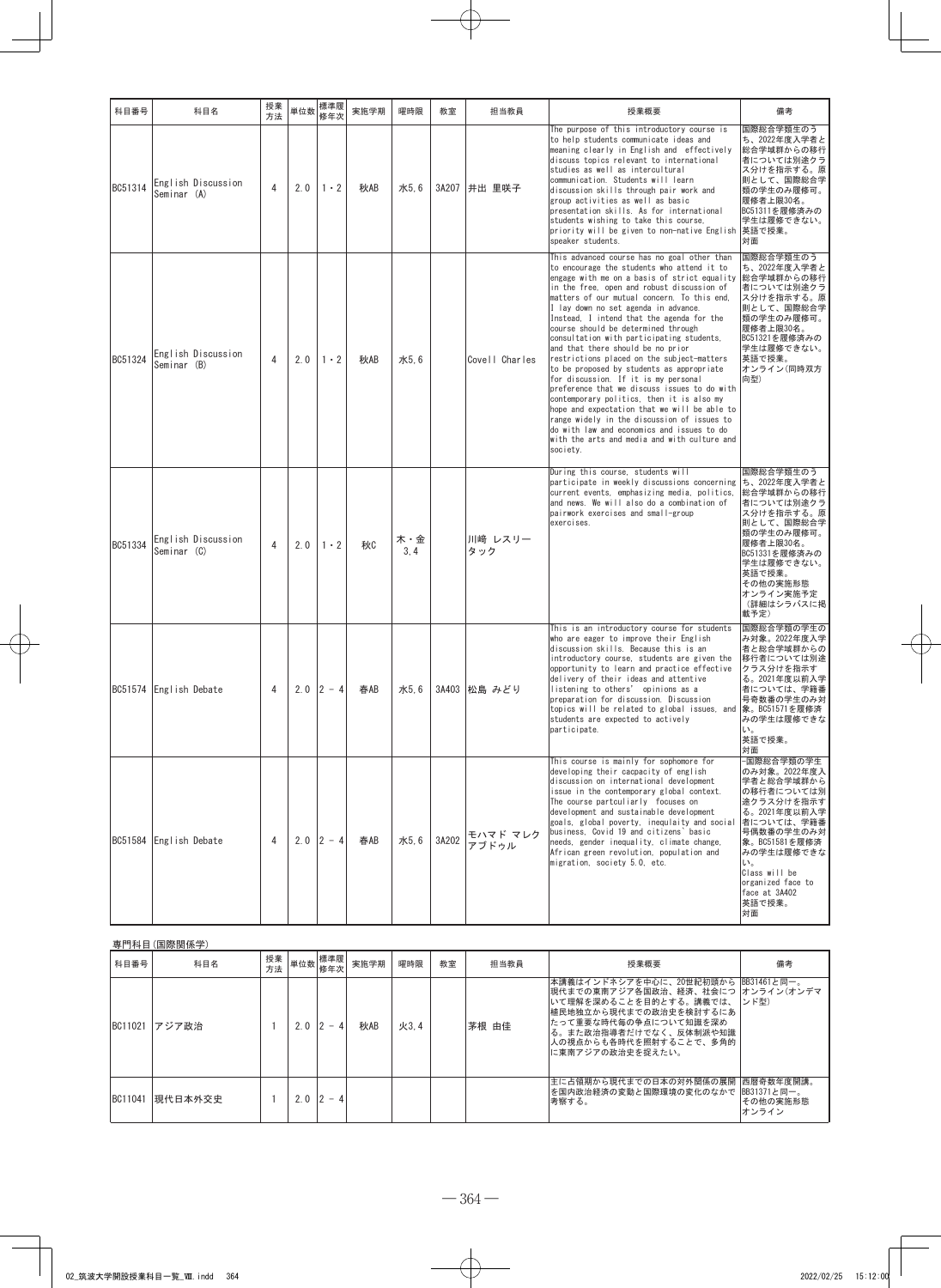| 科目番号 | 科目名 | 授業方法 | 単位数 | 標準履修年次 | 実施学期 | 曜時限 | 教室 | 担当教員 | 授業概要 | 備考 |
|---|---|---|---|---|---|---|---|---|---|---|
| BC51314 | English Discussion Seminar (A) | 4 | 2.0 | 1・2 | 秋AB | 水5,6 | 3A207 | 井出 里咲子 | The purpose of this introductory course is to help students communicate ideas and meaning clearly in English and effectively discuss topics relevant to international studies as well as intercultural communication. Students will learn discussion skills through pair work and group activities as well as basic presentation skills. As for international students wishing to take this course, priority will be given to non-native English speaker students. | 国際総合学類生のうち、2022年度入学者と総合学域群からの移行者については別途クラス分けを指示する。原則として、国際総合学類の学生のみ履修可。履修者上限30名。BC51311を履修済みの学生は履修できない。英語で授業。対面 |
| BC51324 | English Discussion Seminar (B) | 4 | 2.0 | 1・2 | 秋AB | 水5,6 | | Covell Charles | This advanced course has no goal other than to encourage the students who attend it to engage with me on a basis of strict equality in the free, open and robust discussion of matters of our mutual concern. To this end, I lay down no set agenda in advance. Instead, I intend that the agenda for the course should be determined through consultation with participating students, and that there should be no prior restrictions placed on the subject-matters to be proposed by students as appropriate for discussion. If it is my personal preference that we discuss issues to do with contemporary politics, then it is also my hope and expectation that we will be able to range widely in the discussion of issues to do with law and economics and issues to do with the arts and media and with culture and society. | 国際総合学類生のうち、2022年度入学者と総合学域群からの移行者については別途クラス分けを指示する。原則として、国際総合学類の学生のみ履修可。履修者上限30名。BC51321を履修済みの学生は履修できない。英語で授業。オンライン(同時双方向型) |
| BC51334 | English Discussion Seminar (C) | 4 | 2.0 | 1・2 | 秋C | 木・金3,4 | | 川﨑 レスリー タック | During this course, students will participate in weekly discussions concerning current events, emphasizing media, politics, and news. We will also do a combination of pairwork exercises and small-group exercises. | 国際総合学類生のうち、2022年度入学者と総合学域群からの移行者については別途クラス分けを指示する。原則として、国際総合学類の学生のみ履修可。履修者上限30名。BC51331を履修済みの学生は履修できない。英語で授業。その他の実施形態 オンライン実施予定(詳細はシラバスに掲載予定) |
| BC51574 | English Debate | 4 | 2.0 | 2 - 4 | 春AB | 水5,6 | 3A403 | 松島 みどり | This is an introductory course for students who are eager to improve their English discussion skills. Because this is an introductory course, students are given the opportunity to learn and practice effective delivery of their ideas and attentive listening to others' opinions as a preparation for discussion. Discussion topics will be related to global issues, and students are expected to actively participate. | 国際総合学類の学生のみ対象。2022年度入学者と総合学域群からの移行者については別途クラス分けを指示する。2021年度以前入学者については、学籍番号奇数番の学生のみ対象。BC51571を履修済みの学生は履修できない。英語で授業。対面 |
| BC51584 | English Debate | 4 | 2.0 | 2 - 4 | 春AB | 水5,6 | 3A202 | モハマド マレク アブドゥル | This course is mainly for sophomore for developing their cacpacity of english discussion on international development issue in the contemporary global context. The course partculiarly focuses on development and sustainable development goals, global poverty, inequlaity and social business, Covid 19 and citizens' basic needs, gender inequality, climate change, African green revolution, population and migration, society 5.0, etc. | -国際総合学類の学生のみ対象。2022年度入学者と総合学域群からの移行者については別途クラス分けを指示する。2021年度以前入学者については、学籍番号偶数番の学生のみ対象。BC51581を履修済みの学生は履修できない。Class will be organized face to face at 3A402 英語で授業。対面 |

専門科目(国際関係学)

| 科目番号 | 科目名 | 授業方法 | 単位数 | 標準履修年次 | 実施学期 | 曜時限 | 教室 | 担当教員 | 授業概要 | 備考 |
|---|---|---|---|---|---|---|---|---|---|---|
| BC11021 | アジア政治 | 1 | 2.0 | 2 - 4 | 秋AB | 火3,4 | | 茅根 由佳 | 本講義はインドネシアを中心に、20世紀初頭から現代までの東南アジア各国政治、経済、社会について理解を深めることを目的とする。講義では、植民地独立から現代までの政治史を検討するにあたって重要な時代毎の争点について知識を深める。また政治指導者だけでなく、反体制派や知識人の視点からも各時代を照射することで、多角的に東南アジアの政治史を捉えたい。 | BB31461と同一。オンライン(オンデマンド型) |
| BC11041 | 現代日本外交史 | 1 | 2.0 | 2 - 4 | | | | | 主に占領期から現代までの日本の対外関係の展開を国内政治経済の変動と国際環境の変化のなかで考察する。 | 西暦奇数年度開講。BB31371と同一。その他の実施形態 オンライン |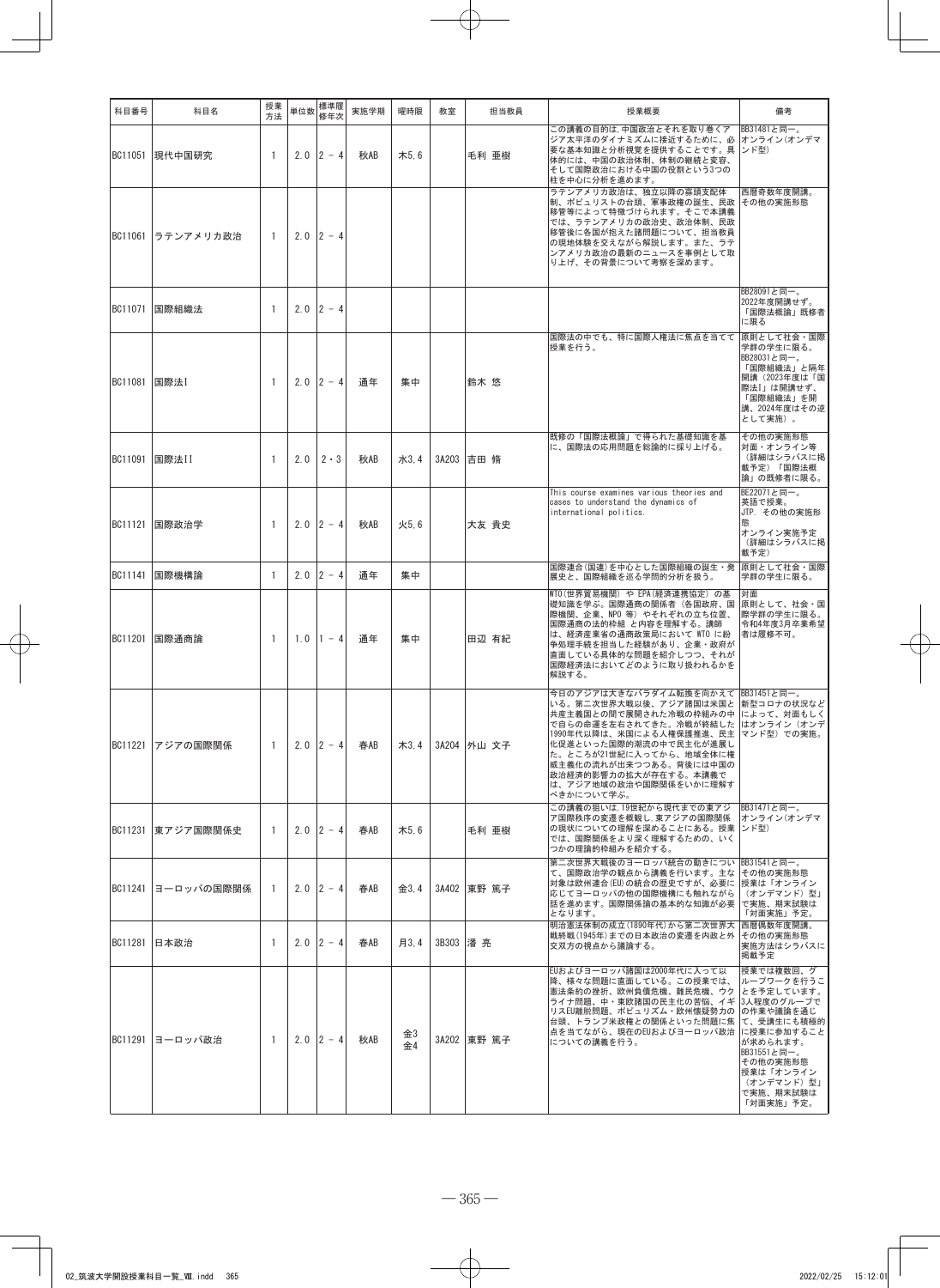| 科目番号 | 科目名 | 授業方法 | 単位数 | 標準履修年次 | 実施学期 | 曜時限 | 教室 | 担当教員 | 授業概要 | 備考 |
|---|---|---|---|---|---|---|---|---|---|---|
| BC11051 | 現代中国研究 | 1 | 2.0 | 2 - 4 | 秋AB | 木5,6 | | 毛利 亜樹 | この講義の目的は,中国政治とそれを取り巻くアジア太平洋のダイナミズムに接近するために、必要な基本知識と分析視覚を提供することです。具体的には、中国の政治体制、体制の継続と変容、そして国際政治における中国の役割という3つの柱を中心に分析を進めます。 | BB31481と同一。オンライン(オンデマンド型) |
| BC11061 | ラテンアメリカ政治 | 1 | 2.0 | 2 - 4 | | | | | ラテンアメリカ政治は、独立以降の寡頭支配体制、ポピュリストの台頭、軍事政権の誕生、民政移管等によって特徴づけられます。そこで本講義では、ラテンアメリカの政治史、政治体制、民政移管後に各国が抱えた諸問題について、担当教員の現地体験を交えながら解説します。また、ラテンアメリカ政治の最新のニュースを事例として取り上げ、その背景について考察を深めます。 | 西暦奇数年度開講。その他の実施形態 |
| BC11071 | 国際組織法 | 1 | 2.0 | 2 - 4 | | | | | | BB28091と同一。2022年度開講せず。「国際法概論」既修者に限る |
| BC11081 | 国際法I | 1 | 2.0 | 2 - 4 | 通年 | 集中 | | 鈴木 悠 | 国際法の中でも、特に国際人権法に焦点を当てて授業を行う。 | 原則として社会・国際学群の学生に限る。BB28031と同一。「国際組織法」と隔年開講(2023年度は「国際法I」は開講せず、「国際組織法」を開講、2024年度はその逆として実施)。 |
| BC11091 | 国際法II | 1 | 2.0 | 2・3 | 秋AB | 水3,4 | 3A203 | 吉田 脩 | 既修の「国際法概論」で得られた基礎知識を基に、国際法の応用問題を総論的に採り上げる。 | その他の実施形態 対面・オンライン等(詳細はシラバスに掲載予定)「国際法概論」の既修者に限る。 |
| BC11121 | 国際政治学 | 1 | 2.0 | 2 - 4 | 秋AB | 火5,6 | | 大友 貴史 | This course examines various theories and cases to understand the dynamics of international politics. | BE22071と同一。英語で授業。JTP. その他の実施形態 オンライン実施予定(詳細はシラバスに掲載予定) |
| BC11141 | 国際機構論 | 1 | 2.0 | 2 - 4 | 通年 | 集中 | | | 国際連合(国連)を中心とした国際組織の誕生・発展史と、国際組織を巡る学問的分析を扱う。 | 原則として社会・国際学群の学生に限る。 |
| BC11201 | 国際通商論 | 1 | 1.0 | 1 - 4 | 通年 | 集中 | | 田辺 有紀 | WTO(世界貿易機関) や EPA(経済連携協定) の基礎知識を学ぶ。国際通商の関係者 (各国政府、国際機関、企業、NPO 等) やそれぞれの立ち位置、国際通商の法的枠組 と内容を理解する。講師は、経済産業省の通商政策局において WTO に紛争処理手続を担当した経験があり、企業・政府が直面している具体的な問題を紹介しつつ、それが国際経済法においてどのように取り扱われるかを解説する。 | 対面 原則として、社会・国際学群の学生に限る。令和4年度3月卒業希望者は履修不可。 |
| BC11221 | アジアの国際関係 | 1 | 2.0 | 2 - 4 | 春AB | 木3,4 | 3A204 | 外山 文子 | 今日のアジアは大きなパラダイム転換を向かえている。第二次世界大戦以後、アジア諸国は米国と共産主義国との間で展開された冷戦の枠組みの中で自らの命運を左右されてきた。冷戦が終結した1990年代以降は、米国による人権保護推進、民主化促進といった国際的潮流の中で民主化が進展した。ところが21世紀に入ってから、地域全体に権威主義化の流れが出来つつある。背後には中国の政治経済的影響力の拡大が存在する。本講義では、アジア地域の政治や国際関係をいかに理解すべきかについて学ぶ。 | BB31451と同一。新型コロナの状況などによって、対面もしくはオンライン(オンデマンド型)での実施。 |
| BC11231 | 東アジア国際関係史 | 1 | 2.0 | 2 - 4 | 春AB | 木5,6 | | 毛利 亜樹 | この講義の狙いは,19世紀から現代までの東アジア国際秩序の変遷を概観し,東アジアの国際関係の現状についての理解を深めることにある。授業では、国際関係をより深く理解するための、いくつかの理論的枠組みを紹介する。 | BB31471と同一。オンライン(オンデマンド型) |
| BC11241 | ヨーロッパの国際関係 | 1 | 2.0 | 2 - 4 | 春AB | 金3,4 | 3A402 | 東野 篤子 | 第二次世界大戦後のヨーロッパ統合の動きについて、国際政治学の観点から講義を行います。主な対象は欧州連合(EU)の統合の歴史ですが、必要に応じてヨーロッパの他の国際機構にも触れながら話を進めます。国際関係論の基本的な知識が必要となります。 | BB31541と同一。その他の実施形態 授業は「オンライン(オンデマンド)型」で実施、期末試験は「対面実施」予定。 |
| BC11281 | 日本政治 | 1 | 2.0 | 2 - 4 | 春AB | 月3,4 | 3B303 | 潘 亮 | 明治憲法体制の成立(1890年代)から第二次世界大戦終戦(1945年)までの日本政治の変遷を内政と外交双方の視点から議論する。 | 西暦偶数年度開講。その他の実施形態 実施方法はシラバスに掲載予定 |
| BC11291 | ヨーロッパ政治 | 1 | 2.0 | 2 - 4 | 秋AB | 金3 金4 | 3A202 | 東野 篤子 | EUおよびヨーロッパ諸国は2000年代に入って以降、様々な問題に直面している。この授業では、憲法条約の挫折、欧州負債危機、難民危機、ウクライナ問題、中・東欧諸国の民主化の苦悩、イギリスEU離脱問題、ポピュリズム・欧州懐疑勢力の台頭、トランプ米政権との関係といった問題に焦点を当てながら、現在のEUおよびヨーロッパ政治についての講義を行う。 | 授業では複数回、グループワークを行うことを予定しています。3人程度のグループでの作業や議論を通じて、受講生にも積極的に授業に参加することが求められます。BB31551と同一。その他の実施形態 授業は「オンライン(オンデマンド)型」で実施、期末試験は「対面実施」予定。 |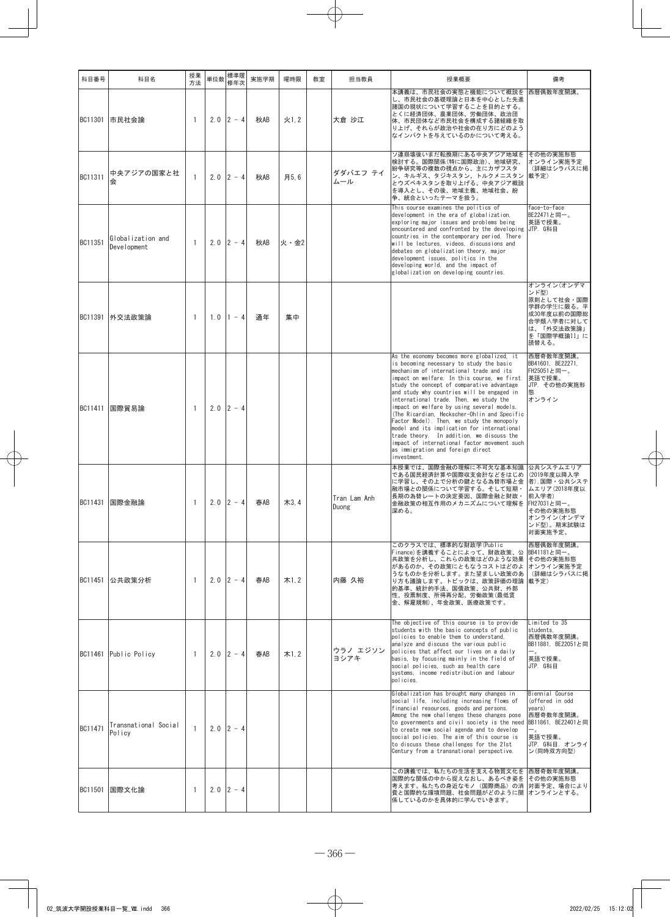| 科目番号 | 科目名 | 授業方法 | 単位数 | 標準履修年次 | 実施学期 | 曜時限 | 教室 | 担当教員 | 授業概要 | 備考 |
|---|---|---|---|---|---|---|---|---|---|---|
| BC11301 | 市民社会論 | 1 | 2.0 | 2 - 4 | 秋AB | 火1,2 | | 大倉 沙江 | 本講義は、市民社会の実態と機能について概説をし、市民社会の基礎理論と日本を中心とした先進諸国の現状について学習することを目的とする。とくに経済団体、農業団体、労働団体、政治団体、市民団体など市民社会を構成する諸組織を取り上げ、それらが政治や社会の在り方にどのようなインパクトを与えているのかについて考える。 | 西暦偶数年度開講。 |
| BC11311 | 中央アジアの国家と社会 | 1 | 2.0 | 2 - 4 | 秋AB | 月5,6 | | ダダバエフ ティムール | ソ連崩壊後いまだ転換期にある中央アジア地域を検討する。国際関係(特に国際政治)、地域研究、紛争研究等の複数の視点から、主にカザフスタン、キルギス、タジキスタン、トルクメニスタンとウズベキスタンを取り上げる。中央アジア概説を導入とし、その後、地域主義、地域社会、紛争、統合といったテーマを扱う。 | その他の実施形態<br>オンライン実施予定<br>(詳細はシラバスに掲載予定) |
| BC11351 | Globalization and Development | 1 | 2.0 | 2 - 4 | 秋AB | 火・金2 | | | This course examines the politics of development in the era of globalization, exploring major issues and problems being encountered and confronted by the developing countries in the contemporary period. There will be lectures, videos, discussions and debates on globalization theory, major development issues, politics in the developing world, and the impact of globalization on developing countries. | face-to-face<br>BE22471と同一。<br>英語で授業。<br>JTP. G科目 |
| BC11391 | 外交法政策論 | 1 | 1.0 | 1 - 4 | 通年 | 集中 | | | | オンライン(オンデマンド型)<br>原則として社会・国際学群の学生に限る。平成30年度以前の国際総合学類入学者に対しては、「外交法政策論」を「国際学概論II」に読替える。 |
| BC11411 | 国際貿易論 | 1 | 2.0 | 2 - 4 | | | | | As the economy becomes more globalized, it is becoming necessary to study the basic mechanism of international trade and its impact on welfare. In this course, we first study the concept of comparative advantage and study why countries will be engaged in international trade. Then, we study the impact on welfare by using several models. (The Ricardian, Heckscher-Ohlin and Specific Factor Model). Then, we study the monopoly model and its implication for international trade theory. In addition, we discuss the impact of international factor movement such as immigration and foreign direct investment. | 西暦奇数年度開講。<br>BB41601, BE22271, FH25051と同一。<br>英語で授業。<br>JTP. その他の実施形態<br>オンライン |
| BC11431 | 国際金融論 | 1 | 2.0 | 2 - 4 | 春AB | 木3,4 | | Tran Lam Anh Duong | 本授業では、国際金融の理解に不可欠な基本知識である国民経済計算や国際収支会計などをはじめに学習し、その上で分析の鍵となる為替市場と金融市場との関係について学習する。そして短期・長期の為替レートの決定要因、国際金融と財政・金融政策の相互作用のメカニズムについて理解を深める。 | 公共システムエリア(2019年度以降入学者),国際・公共システムエリア(2018年度以前入学者)<br>FH27031と同一。<br>その他の実施形態<br>オンライン(オンデマンド型)。期末試験は対面実施予定。 |
| BC11451 | 公共政策分析 | 1 | 2.0 | 2 - 4 | 春AB | 木1,2 | | 内藤 久裕 | このクラスでは、標準的な財政学(Public Finance)を講義することによって、財政政策、公共政策を分析し、これらの政策はどのような効果があるのか、その政策にともなうコストはどのようなものかを分析します。また望ましい政策のあり方も議論します。トピックは、政策評価の理論的基準、統計的手法、国債政策、公共財、外部性、投票制度、所得再分配、労働政策(最低賃金、解雇規制)、年金政策、医療政策です。 | 西暦偶数年度開講。<br>BB41181と同一。<br>その他の実施形態<br>オンライン実施予定<br>(詳細はシラバスに掲載予定) |
| BC11461 | Public Policy | 1 | 2.0 | 2 - 4 | 春AB | 木1,2 | | ウラノ エジソン ヨシアキ | The objective of this course is to provide students with the basic concepts of public policies to enable them to understand, analyze and discuss the various public policies that affect our lives on a daily basis, by focusing mainly in the field of social policies, such as health care systems, income redistribution and labour policies. | Limited to 35 students.<br>西暦偶数年度開講。<br>BB11881, BE22051と同一。<br>英語で授業。<br>JTP. G科目 |
| BC11471 | Transnational Social Policy | 1 | 2.0 | 2 - 4 | | | | | Globalization has brought many changes in social life, including increasing flows of financial resources, goods and persons. Among the new challenges these changes pose to governments and civil society is the need to create new social agenda and to develop social policies. The aim of this course is to discuss these challenges for the 21st Century from a transnational perspective. | Biennial Course (offered in odd years)<br>西暦奇数年度開講。<br>BB11861, BE22401と同一。<br>英語で授業。<br>JTP. G科目. オンライン(同時双方向型) |
| BC11501 | 国際文化論 | 1 | 2.0 | 2 - 4 | | | | | この講義では、私たちの生活を支える物質文化を国際的な関係の中から捉えなおし、あるべき姿を考えます。私たちの身近なモノ(国際商品)の消費と国際的な環境問題、社会問題がどのように関係しているのかを具体的に学んでいきます。 | 西暦奇数年度開講。<br>その他の実施形態<br>対面予定、場合によりオンラインとする。 |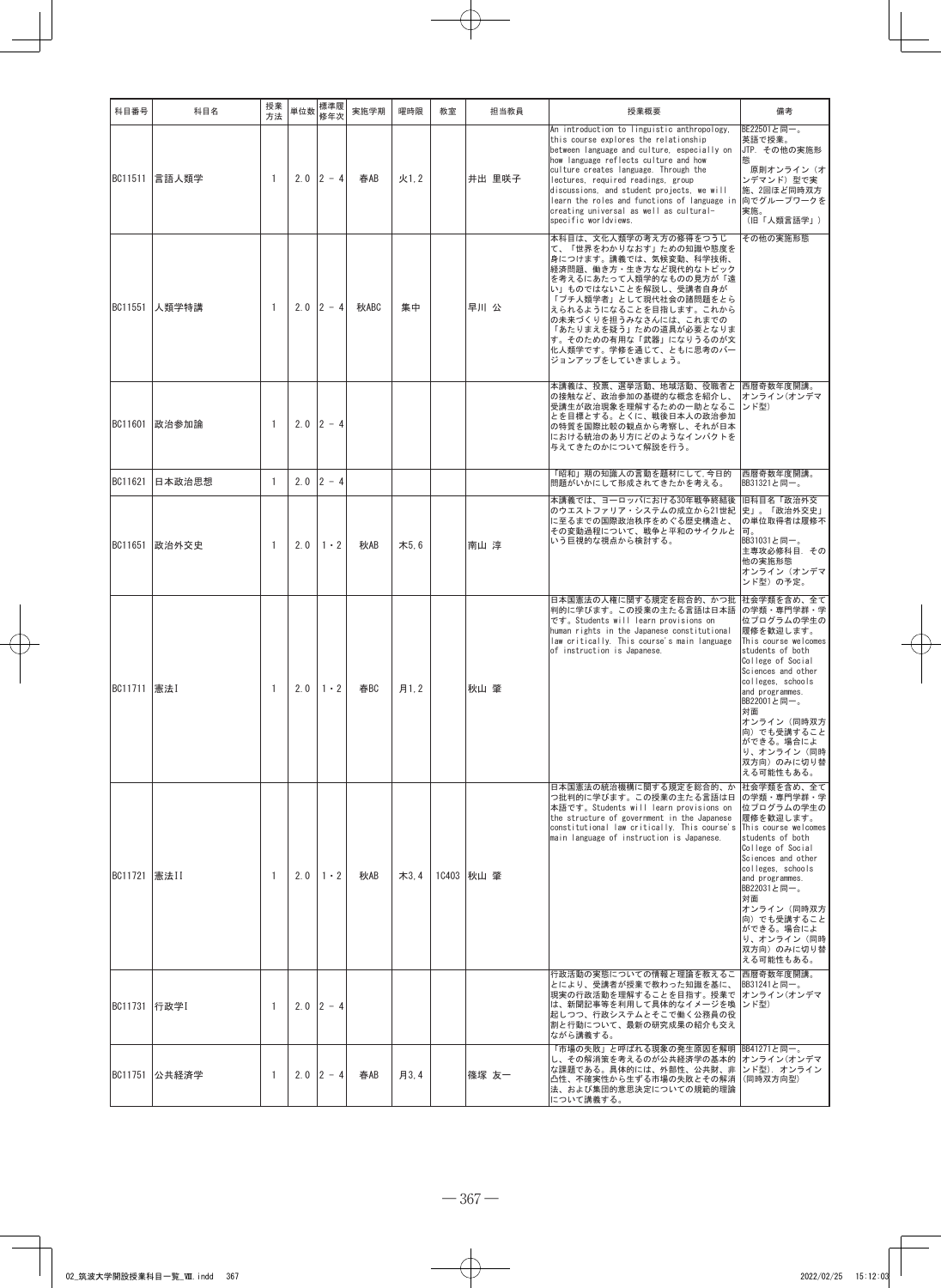| 科目番号 | 科目名 | 授業方法 | 単位数 | 標準履修年次 | 実施学期 | 曜時限 | 教室 | 担当教員 | 授業概要 | 備考 |
|---|---|---|---|---|---|---|---|---|---|---|
| BC11511 | 言語人類学 | 1 | 2.0 | 2 - 4 | 春AB | 火1,2 | | 井出 里咲子 | An introduction to linguistic anthropology, this course explores the relationship between language and culture, especially on how language reflects culture and how culture creates language. Through the lectures, required readings, group discussions, and student projects, we will learn the roles and functions of language in creating universal as well as cultural-specific worldviews. | BE22501と同一。<br>英語で授業。<br>JTP. その他の実施形態<br>原則オンライン(オンデマンド) 型で実施。2回ほど同時双方向でグループワークを実施。<br>(旧「人類言語学」) |
| BC11551 | 人類学特講 | 1 | 2.0 | 2 - 4 | 秋ABC | 集中 | | 早川 公 | 本科目は、文化人類学の考え方の修得をつうじて、「世界をわかりなおす」ための知識や態度を身につけます。講義では、気候変動、科学技術、経済問題、働き方・生き方など現代的なトピックを考えるにあたって人類学的なものの見方が「遠い」ものではないことを解説し、受講者自身が「プチ人類学者」として現代社会の諸問題をとらえられるようになることを目指します。これからの未来づくりを担うみなさんには、これまでの「あたりまえを疑う」ための道具が必要となります。そのための有用な「武器」になりうるのが文化人類学です。学修を通じて、ともに思考のバージョンアップをしていきましょう。 | その他の実施形態 |
| BC11601 | 政治参加論 | 1 | 2.0 | 2 - 4 | | | | | 本講義は、投票、選挙活動、地域活動、役職者との接触など、政治参加の基礎的な概念を紹介し、受講生が政治現象を理解するための一助となることを目標とする。とくに、戦後日本人の政治参加の特質を国際比較の観点から考察し、それが日本における統治のあり方にどのようなインパクトを与えてきたのかについて解説を行う。 | 西暦奇数年度開講。<br>オンライン(オンデマンド型) |
| BC11621 | 日本政治思想 | 1 | 2.0 | 2 - 4 | | | | | 「昭和」期の知識人の言動を題材にして,今日的問題がいかにして形成されてきたかを考える。 | 西暦奇数年度開講。<br>BB31321と同一。 |
| BC11651 | 政治外交史 | 1 | 2.0 | 1・2 | 秋AB | 木5,6 | | 南山 淳 | 本講義では、ヨーロッパにおける30年戦争終結後のウエストファリア・システムの成立から21世紀に至るまでの国際政治秩序をめぐる歴史構造と、その変動過程について、戦争と平和のサイクルという巨視的な視点から検討する。 | 旧科目名「政治外交史」。「政治外交史」の単位取得者は履修不可。<br>BB31031と同一。<br>主専攻必修科目. その他の実施形態<br>オンライン(オンデマンド型)の予定。 |
| BC11711 | 憲法I | 1 | 2.0 | 1・2 | 春BC | 月1,2 | | 秋山 肇 | 日本国憲法の人権に関する規定を総合的、かつ批判的に学びます。この授業の主たる言語は日本語です。Students will learn provisions on human rights in the Japanese constitutional law critically. This course's main language of instruction is Japanese. | 社会学類を含め、全ての学類・専門学群・学位プログラムの学生の履修を歓迎します。<br>This course welcomes students of both College of Social Sciences and other colleges, schools and programmes.<br>BB22001と同一。<br>対面<br>オンライン(同時双方向)でも受講することができる。場合により、オンライン(同時双方向)のみに切り替える可能性もある。 |
| BC11721 | 憲法II | 1 | 2.0 | 1・2 | 秋AB | 木3,4 | 1C403 | 秋山 肇 | 日本国憲法の統治機構に関する規定を総合的、かつ批判的に学びます。この授業の主たる言語は日本語です。Students will learn provisions on the structure of government in the Japanese constitutional law critically. This course's main language of instruction is Japanese. | 社会学類を含め、全ての学類・専門学群・学位プログラムの学生の履修を歓迎します。<br>This course welcomes students of both College of Social Sciences and other colleges, schools and programmes.<br>BB22031と同一。<br>対面<br>オンライン(同時双方向)でも受講することができる。場合により、オンライン(同時双方向)のみに切り替える可能性もある。 |
| BC11731 | 行政学I | 1 | 2.0 | 2 - 4 | | | | | 行政活動の実態についての情報と理論を教えることにより、受講者が授業で教わった知識を基に、現実の行政活動を理解することを目指す。授業では、新聞記事等を利用して具体的なイメージを喚起しつつ、行政システムとそこで働く公務員の役割と行動について、最新の研究成果の紹介も交えながら講義する。 | 西暦奇数年度開講。<br>BB31241と同一。<br>オンライン(オンデマンド型) |
| BC11751 | 公共経済学 | 1 | 2.0 | 2 - 4 | 春AB | 月3,4 | | 篠塚 友一 | 「市場の失敗」と呼ばれる現象の発生原因を解明し、その解消策を考えるのが公共経済学の基本的な課題である。具体的には、外部性、公共財、非凸性、不確実性から生ずる市場の失敗とその解消法、および集団的意思決定についての規範的理論について講義する。 | BB41271と同一。<br>オンライン(オンデマンド型). オンライン(同時双方向型) |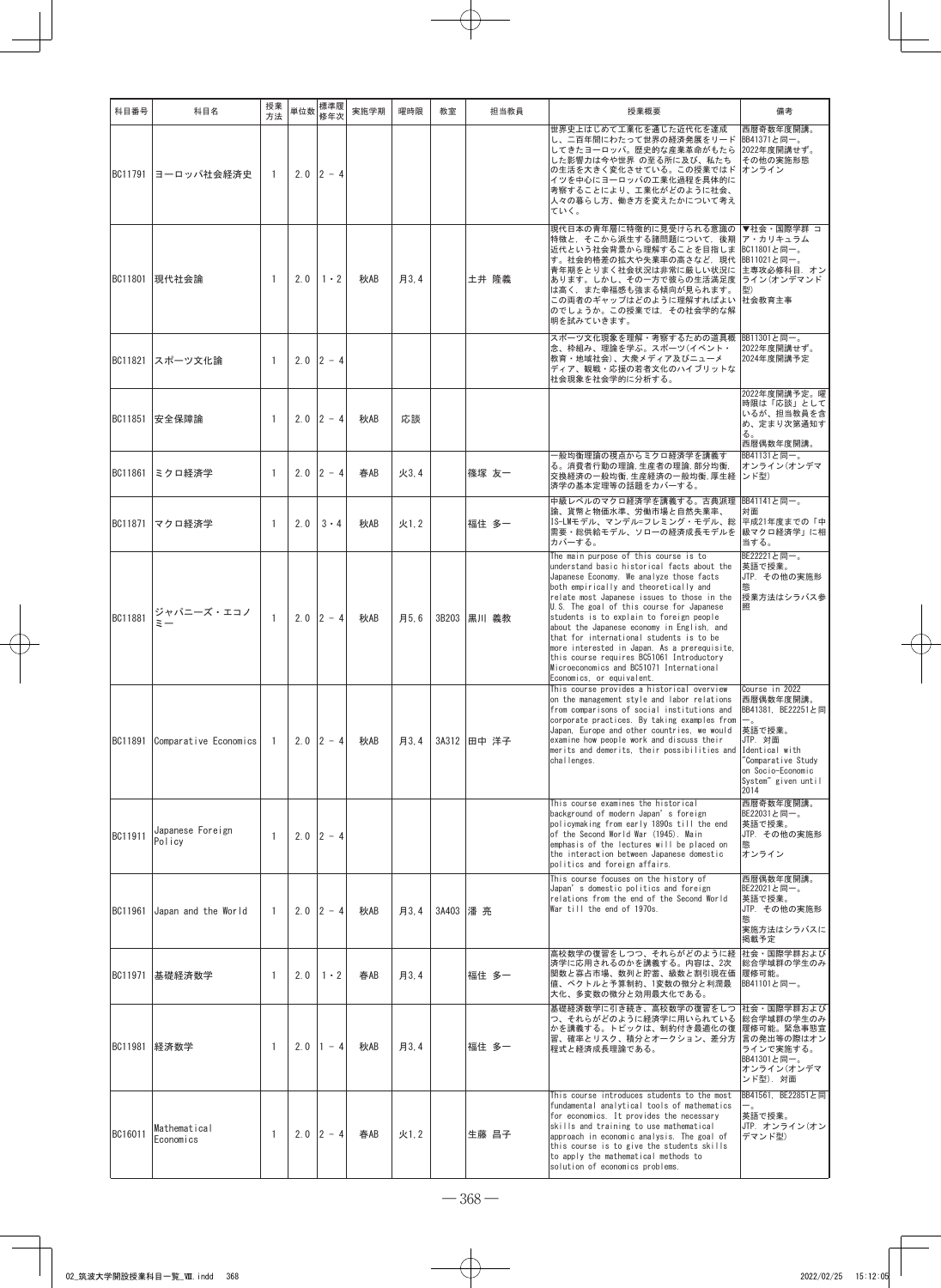| 科目番号 | 科目名 | 授業方法 | 単位数 | 標準履修年次 | 実施学期 | 曜時限 | 教室 | 担当教員 | 授業概要 | 備考 |
|---|---|---|---|---|---|---|---|---|---|---|
| BC11791 | ヨーロッパ社会経済史 | 1 | 2.0 | 2 - 4 | | | | | 世界史上はじめて工業化を通じた近代化を達成し、二百年間にわたって世界の経済発展をリードしてきたヨーロッパ。歴史的な産業革命がもたらした影響力は今や世界 の至る所に及び、私たちの生活を大きく変化させている。この授業ではドイツを中心にヨーロッパの工業化過程を具体的に考察することにより、工業化がどのように社会、人々の暮らし方、働き方を変えたかについて考えていく。 | 西暦奇数年度開講。BB41371と同一。2022年度開講せず。その他の実施形態 オンライン |
| BC11801 | 現代社会論 | 1 | 2.0 | 1・2 | 秋AB | 月3,4 | | 土井 隆義 | 現代日本の青年層に特徴的に見受けられる意識の特徴と、そこから派生する諸問題について、後期近代という社会背景から理解することを目指します。社会的格差の拡大や失業率の高さなど、現代青年期をとりまく社会状況は非常に厳しい状況にあります。しかし、その一方で彼らの生活満足度は高く、また幸福感も強まる傾向が見られます。この両者のギャップはどのように理解すればよいのでしょうか。この授業では、その社会学的な解明を試みていきます。 | ▼社会・国際学群 コア・カリキュラム BC11801と同一。BB11021と同一。主専攻必修科目. オンライン(オンデマンド型) 社会教育主事 |
| BC11821 | スポーツ文化論 | 1 | 2.0 | 2 - 4 | | | | | スポーツ文化現象を理解・考察するための道具概念、枠組み、理論を学ぶ。スポーツ(イベント・教育・地域社会)、大衆メディア及びニューメディア、観戦・応援の若者文化のハイブリットな社会現象を社会学的に分析する。 | BB11301と同一。2022年度開講せず。2024年度開講予定 |
| BC11851 | 安全保障論 | 1 | 2.0 | 2 - 4 | 秋AB | 応談 | | | | 2022年度開講予定。曜時限は「応談」としているが、担当教員を含め、定まり次第通知する。西暦偶数年度開講。 |
| BC11861 | ミクロ経済学 | 1 | 2.0 | 2 - 4 | 春AB | 火3,4 | | 篠塚 友一 | 一般均衡理論の視点からミクロ経済学を講義する。消費者行動の理論,生産者の理論,部分均衡,交換経済の一般均衡,生産経済の一般均衡,厚生経済学の基本定理等の話題をカバーする。 | BB41131と同一。オンライン(オンデマンド型) |
| BC11871 | マクロ経済学 | 1 | 2.0 | 3・4 | 秋AB | 火1,2 | | 福住 多一 | 中級レベルのマクロ経済学を講義する。古典派理論、貨幣と物価水準、労働市場と自然失業率、IS-LMモデル、マンデル=フレミング・モデル、総需要・総供給モデル、ソローの経済成長モデルをカバーする。 | BB41141と同一。対面 平成21年度までの「中級マクロ経済学」に相当する。 |
| BC11881 | ジャパニーズ・エコノミー | 1 | 2.0 | 2 - 4 | 秋AB | 月5,6 | 3B203 | 黒川 義教 | The main purpose of this course is to understand basic historical facts about the Japanese Economy. We analyze those facts both empirically and theoretically and relate most Japanese issues to those in the U.S. The goal of this course for Japanese students is to explain to foreign people about the Japanese economy in English, and that for international students is to be more interested in Japan. As a prerequisite, this course requires BC51061 Introductory Microeconomics and BC51071 International Economics, or equivalent. | BE22221と同一。英語で授業。JTP. その他の実施形態 授業方法はシラバス参照 |
| BC11891 | Comparative Economics | 1 | 2.0 | 2 - 4 | 秋AB | 月3,4 | 3A312 | 田中 洋子 | This course provides a historical overview on the management style and labor relations from comparisons of social institutions and corporate practices. By taking examples from Japan, Europe and other countries, we would examine how people work and discuss their merits and demerits, their possibilities and challenges. | Course in 2022 西暦偶数年度開講。BB41381, BE22251と同一。英語で授業。JTP. 対面 Identical with "Comparative Study on Socio-Economic System" given until 2014 |
| BC11911 | Japanese Foreign Policy | 1 | 2.0 | 2 - 4 | | | | | This course examines the historical background of modern Japan's foreign policymaking from early 1890s till the end of the Second World War (1945). Main emphasis of the lectures will be placed on the interaction between Japanese domestic politics and foreign affairs. | 西暦奇数年度開講。BE22031と同一。英語で授業。JTP. その他の実施形態 オンライン |
| BC11961 | Japan and the World | 1 | 2.0 | 2 - 4 | 秋AB | 月3,4 | 3A403 | 潘 亮 | This course focuses on the history of Japan's domestic politics and foreign relations from the end of the Second World War till the end of 1970s. | 西暦偶数年度開講。BE22021と同一。英語で授業。JTP. その他の実施形態 実施方法はシラバスに掲載予定 |
| BC11971 | 基礎経済数学 | 1 | 2.0 | 1・2 | 春AB | 月3,4 | | 福住 多一 | 高校数学の復習をしつつ、それらがどのように経済学に応用されるのかを講義する。内容は、2次関数と寡占市場、数列と貯蓄、級数と割引現在価値、ベクトルと予算制約、1変数の微分と利潤最大化、多変数の微分と効用最大化である。 | 社会・国際学群および総合学域群の学生のみ履修可能。BB41101と同一。 |
| BC11981 | 経済数学 | 1 | 2.0 | 1 - 4 | 秋AB | 月3,4 | | 福住 多一 | 基礎経済数学に引き続き、高校数学の復習をしつつ、それらがどのように経済学に用いられているかを講義する。トピックは、制約付き最適化の復習、確率とリスク、積分とオークション、差分方程式と経済成長理論である。 | 社会・国際学群および総合学域群の学生のみ履修可能。緊急事態宣言の発出等の際はオンラインで実施する。BB41301と同一。オンライン(オンデマンド型). 対面 |
| BC16011 | Mathematical Economics | 1 | 2.0 | 2 - 4 | 春AB | 火1,2 | | 生藤 昌子 | This course introduces students to the most fundamental analytical tools of mathematics for economics. It provides the necessary skills and training to use mathematical approach in economic analysis. The goal of this course is to give the students skills to apply the mathematical methods to solution of economics problems. | BB41561, BE22851と同一。英語で授業。JTP. オンライン(オンデマンド型) |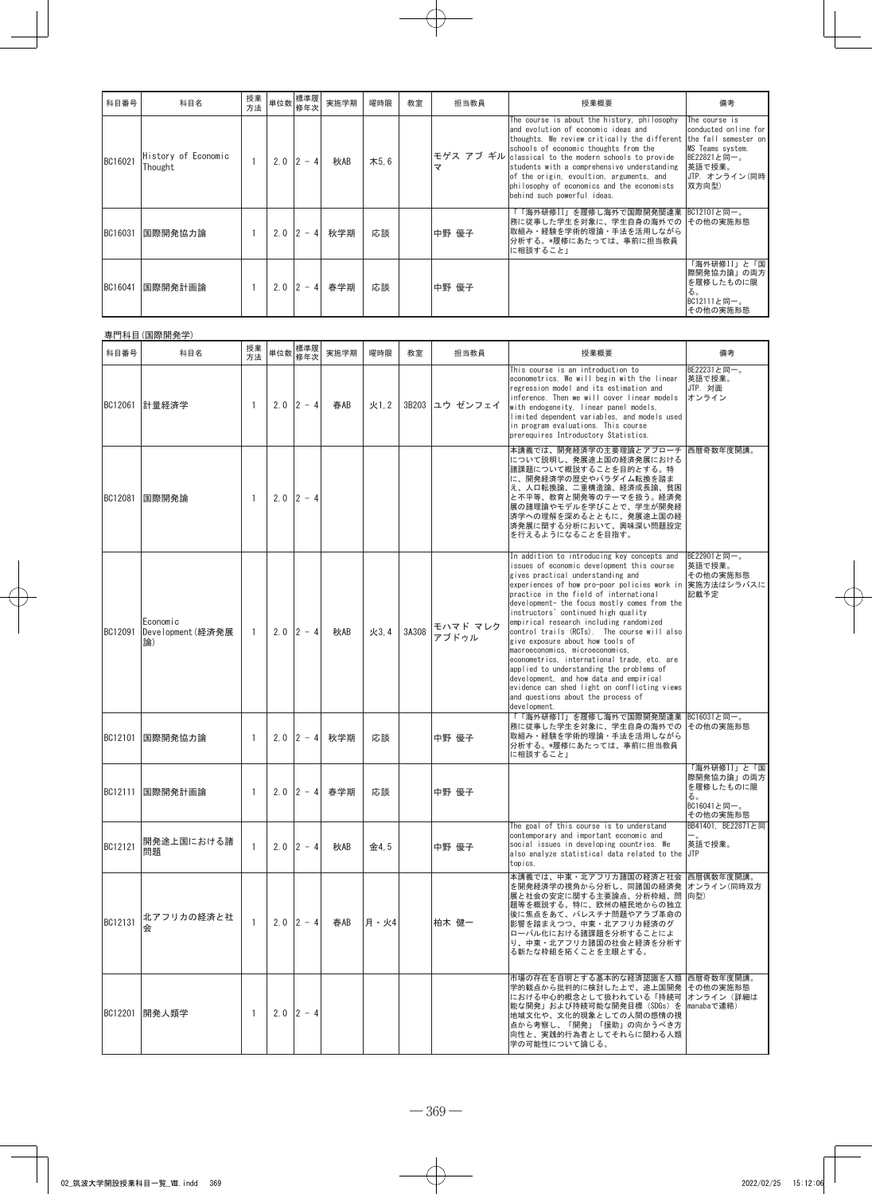| 科目番号 | 科目名 | 授業方法 | 単位数 | 標準履修年次 | 実施学期 | 曜時限 | 教室 | 担当教員 | 授業概要 | 備考 |
|---|---|---|---|---|---|---|---|---|---|---|
| BC16021 | History of Economic Thought | 1 | 2.0 | 2 - 4 | 秋AB | 木5,6 | | モゲス アブ ギルマ | The course is about the history, philosophy and evolution of economic ideas and thoughts. We review critically the different schools of economic thoughts from the classical to the modern schools to provide students with a comprehensive understanding of the origin, evoultion, arguments, and philosophy of economics and the economists behind such powerful ideas. | The course is conducted online for the fall semester on MS Teams system. BE22821と同一。英語で授業。JTP. オンライン(同時双方向型) |
| BC16031 | 国際開発協力論 | 1 | 2.0 | 2 - 4 | 秋学期 | 応談 | | 中野 優子 | 「「海外研修II」を履修し海外で国際開発関連業務に従事した学生を対象に、学生自身の海外での取組み・経験を学術的理論・手法を活用しながら分析する。*履修にあたっては、事前に担当教員に相談すること」 | BC12101と同一。その他の実施形態 |
| BC16041 | 国際開発計画論 | 1 | 2.0 | 2 - 4 | 春学期 | 応談 | | 中野 優子 | | 「海外研修II」と「国際開発協力論」の両方を履修したものに限る。BC12111と同一。その他の実施形態 |

専門科目(国際開発学)

| 科目番号 | 科目名 | 授業方法 | 単位数 | 標準履修年次 | 実施学期 | 曜時限 | 教室 | 担当教員 | 授業概要 | 備考 |
|---|---|---|---|---|---|---|---|---|---|---|
| BC12061 | 計量経済学 | 1 | 2.0 | 2 - 4 | 春AB | 火1,2 | 3B203 | ユウ ゼンフェイ | This course is an introduction to econometrics. We will begin with the linear regression model and its estimation and inference. Then we will cover linear models with endogeneity, linear panel models, limited dependent variables, and models used in program evaluations. This course prerequires Introductory Statistics. | BE22231と同一。英語で授業。JTP. 対面 オンライン |
| BC12081 | 国際開発論 | 1 | 2.0 | 2 - 4 | | | | | 本講義では、開発経済学の主要理論とアプローチについて説明し、発展途上国の経済発展における諸課題について概説することを目的とする。特に、開発経済学の歴史やパラダイム転換を踏まえ、人口転換論、二重構造論、経済成長論、貧困と不平等、教育と開発等のテーマを扱う。経済発展の諸理論やモデルを学ぶことで、学生が開発経済学への理解を深めるとともに、発展途上国の経済発展に関する分析において、興味深い問題設定を行えるようになることを目指す。 | 西暦奇数年度開講。 |
| BC12091 | Economic Development(経済発展論) | 1 | 2.0 | 2 - 4 | 秋AB | 火3,4 | 3A308 | モハマド マレクアブドゥル | In addition to introducing key concepts and issues of economic development this course gives practical understanding and experiences of how pro-poor policies work in practice in the field of international development- the focus mostly comes from the instructors' continued high quality empirical research including randomized control trails (RCTs). The course will also give exposure about how tools of macroeconomics, microeconomics, econometrics, international trade, etc. are applied to understanding the problems of development, and how data and empirical evidence can shed light on conflicting views and questions about the process of development. | BE22901と同一。英語で授業。その他の実施形態 実施方法はシラバスに記載予定 |
| BC12101 | 国際開発協力論 | 1 | 2.0 | 2 - 4 | 秋学期 | 応談 | | 中野 優子 | 「「海外研修II」を履修し海外で国際開発関連業務に従事した学生を対象に、学生自身の海外での取組み・経験を学術的理論・手法を活用しながら分析する。*履修にあたっては、事前に担当教員に相談すること」 | BC16031と同一。その他の実施形態 |
| BC12111 | 国際開発計画論 | 1 | 2.0 | 2 - 4 | 春学期 | 応談 | | 中野 優子 | | 「海外研修II」と「国際開発協力論」の両方を履修したものに限る。BC16041と同一。その他の実施形態 |
| BC12121 | 開発途上国における諸問題 | 1 | 2.0 | 2 - 4 | 秋AB | 金4,5 | | 中野 優子 | The goal of this course is to understand contemporary and important economic and social issues in developing countries. We also analyze statistical data related to the topics. | BB41401, BE22871と同一。英語で授業。JTP |
| BC12131 | 北アフリカの経済と社会 | 1 | 2.0 | 2 - 4 | 春AB | 月・火4 | | 柏木 健一 | 本講義では、中東・北アフリカ諸国の経済と社会を開発経済学の視角から分析し、同諸国の経済発展と社会の安定に関する主要論点、分析枠組、問題等を概説する。特に、欧州の植民地からの独立後に焦点をあて、パレスチナ問題やアラブ革命の影響を踏まえつつ、中東・北アフリカ経済のグローバル化における諸課題を分析することにより、中東・北アフリカ諸国の社会と経済を分析する新たな視座を拓くことを主眼とする。 | 西暦偶数年度開講。オンライン(同時双方向型) |
| BC12201 | 開発人類学 | 1 | 2.0 | 2 - 4 | | | | | 市場の存在を自明とする基本的な経済認識を人類学的観点から批判的に検討した上で、途上国開発における中心的概念として扱われている「持続可能な開発」および持続可能な開発目標(SDGs)を地域文化や、文化的現象としての人間の感情の視点から考察し、「開発」「援助」の向かうべき方向性と、実践的行為者としてそれらに関わる人類学の可能性について論じる。 | 西暦奇数年度開講。その他の実施形態 オンライン(詳細はmanabaで連絡) |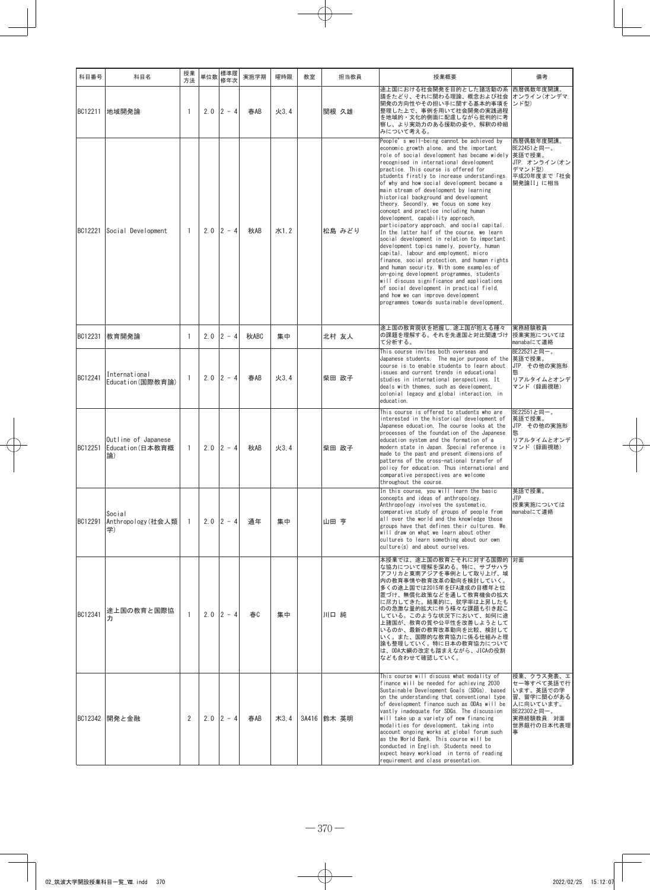| 科目番号 | 科目名 | 授業方法 | 単位数 | 標準履修年次 | 実施学期 | 曜時限 | 教室 | 担当教員 | 授業概要 | 備考 |
|---|---|---|---|---|---|---|---|---|---|---|
| BC12211 | 地域開発論 | 1 | 2.0 | 2 - 4 | 春AB | 火3,4 | | 関根 久雄 | 途上国における社会開発を目的とした諸活動の系譜をたどり、それに関わる理論、概念および社会開発の方向性やその担い手に関する基本的事項を整理した上で、事例を用いて社会開発の実践過程を地域的・文化的側面に配慮しながら批判的に考察し、より実効力のある援助の姿や、解釈の枠組みについて考える。 | 西暦偶数年度開講。オンライン(オンデマンド型) |
| BC12221 | Social Development | 1 | 2.0 | 2 - 4 | 秋AB | 水1,2 | | 松島 みどり | People's well-being cannot be achieved by economic growth alone, and the important role of social development has became widely recognised in international development practice. This course is offered for students firstly to increase understandings of why and how social development became a main stream of development by learning historical background and development theory. Secondly, we focus on some key concept and practice including human development, capability approach, participatory approach, and social capital. In the latter half of the course, we learn social development in relation to important development topics namely, poverty, human capital, labour and employment, micro finance, social protection, and human rights and human security. With some examples of on-going development programmes, students will discuss significance and applications of social development in practical field, and how we can improve development programmes towards sustainable development. | 西暦偶数年度開講。BE22451と同一。英語で授業。JTP. オンライン(オンデマンド型) 平成20年度まで「社会開発論II」に相当 |
| BC12231 | 教育開発論 | 1 | 2.0 | 2 - 4 | 秋ABC | 集中 | | 北村 友人 | 途上国の教育現状を把握し,途上国が抱える種々の課題を理解する。それを先進国と対比関連づけて分析する。 | 実務経験教員 授業実施についてはmanabaにて連絡 |
| BC12241 | International Education(国際教育論) | 1 | 2.0 | 2 - 4 | 春AB | 火3,4 | | 柴田 政子 | This course invites both overseas and Japanese students. The major purpose of the course is to enable students to learn about issues and current trends in educational studies in international perspectives. It deals with themes, such as development, colonial legacy and global interaction, in education. | BE22521と同一。英語で授業。JTP. その他の実施形態 リアルタイムとオンデマンド(録画視聴) |
| BC12251 | Outline of Japanese Education(日本教育概論) | 1 | 2.0 | 2 - 4 | 秋AB | 火3,4 | | 柴田 政子 | This course is offered to students who are interested in the historical development of Japanese education. The course looks at the processes of the foundation of the Japanese education system and the formation of a modern state in Japan. Special reference is made to the past and present dimensions of patterns of the cross-national transfer of policy for education. Thus international and comparative perspectives are welcome throughout the course. | BE22551と同一。英語で授業。JTP. その他の実施形態 リアルタイムとオンデマンド(録画視聴) |
| BC12291 | Social Anthropology(社会人類学) | 1 | 2.0 | 2 - 4 | 通年 | 集中 | | 山田 亨 | In this course, you will learn the basic concepts and ideas of anthropology. Anthropology involves the systematic, comparative study of groups of people from all over the world and the knowledge those groups have that defines their cultures. We will draw on what we learn about other cultures to learn something about our own culture(s) and about ourselves. | 英語で授業。JTP 授業実施についてはmanabaにて連絡 |
| BC12341 | 途上国の教育と国際協力 | 1 | 2.0 | 2 - 4 | 春C | 集中 | | 川口 純 | 本授業では、途上国の教育とそれに対する国際的な協力について理解を深める。特に、サブサハラアフリカと東南アジアを事例として取り上げ、域内の教育事情や教育改革の動向を検討していく。多くの途上国では2015年をEFA達成の目標年と位置づけ、無償化政策などを通して教育機会の拡大に尽力してきた。結果的に、就学率は上昇したものの急激な量的拡大に伴う様々な課題も引き起こしている。このような状況下において、如何に途上諸国が、教育の質や公平性を改善しようとしているのか、最新の教育改革動向を比較、検討していく。また、国際的な教育協力に係る仕組みと理論も整理していく。特に日本の教育協力については、ODA大綱の改定も踏まえながら、JICAの役割なども合わせて確認していく。 | 対面 |
| BC12342 | 開発と金融 | 2 | 2.0 | 2 - 4 | 春AB | 木3,4 | 3A416 | 鈴木 英明 | This course will discuss what modality of finance will be needed for achieving 2030 Sustainable Development Goals (SDGs), based on the understanding that conventional type of development finance such as ODAs will be vastly inadequate for SDGs. The discussion will take up a variety of new financing modalities for development, taking into account ongoing works at global forum such as the World Bank. This course will be conducted in English. Students need to expect heavy workload in terms of reading requirement and class presentation. | 授業、クラス発表、エセー等すべて英語で行います。英語での学習、留学に関心がある人に向いています。BE22302と同一。実務経験教員. 対面 世界銀行の日本代表理事 |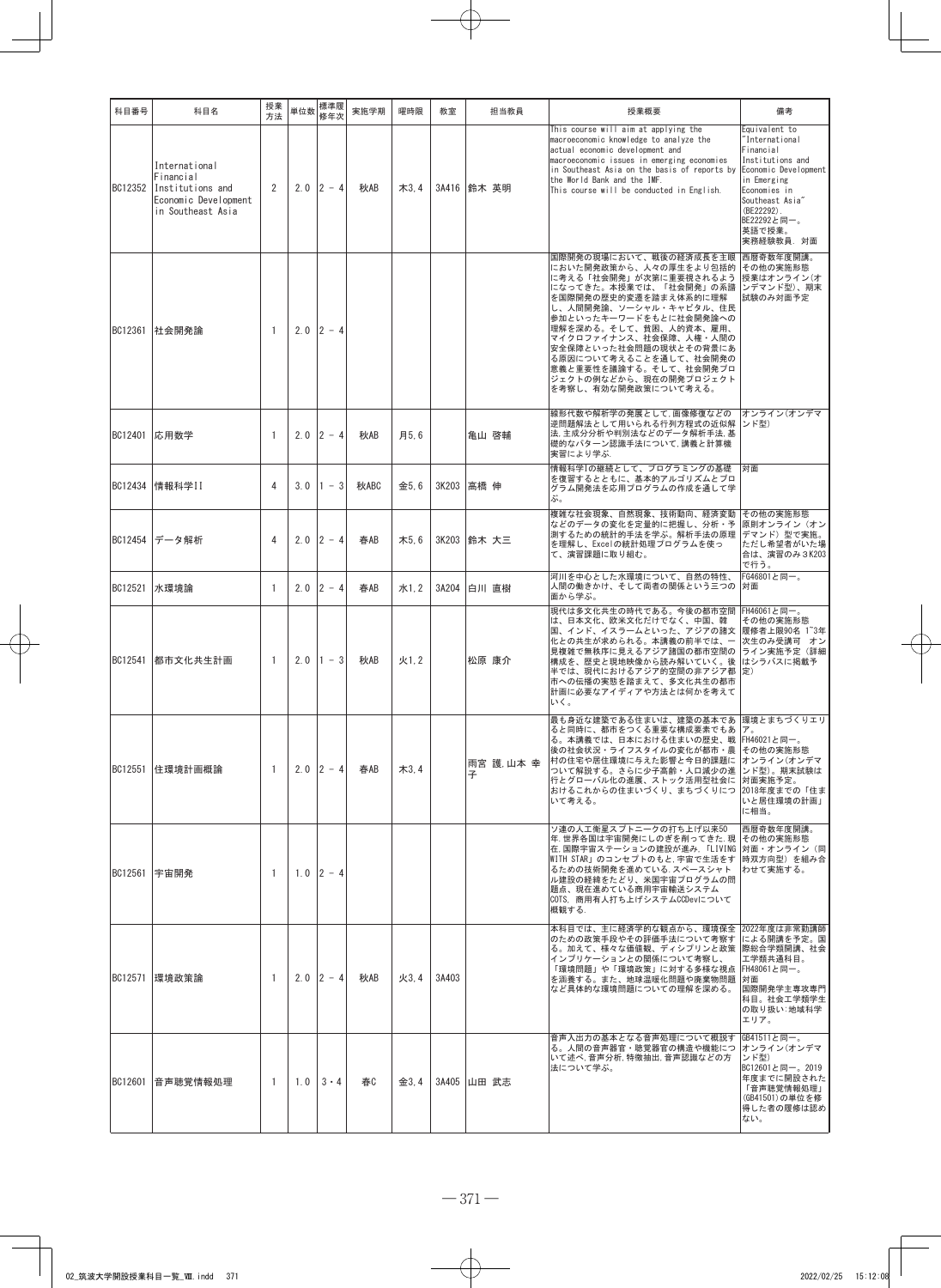| 科目番号 | 科目名 | 授業方法 | 単位数 | 標準履修年次 | 実施学期 | 曜時限 | 教室 | 担当教員 | 授業概要 | 備考 |
|---|---|---|---|---|---|---|---|---|---|---|
| BC12352 | International Financial Institutions and Economic Development in Southeast Asia | 2 | 2.0 | 2 - 4 | 秋AB | 木3,4 | 3A416 | 鈴木 英明 | This course will aim at applying the macroeconomic knowledge to analyze the actual economic development and macroeconomic issues in emerging economies in Southeast Asia on the basis of reports by the World Bank and the IMF. This course will be conducted in English. | Equivalent to "International Financial Institutions and Economic Development in Emerging Economies in Southeast Asia" (BE22292). BE22292と同一。英語で授業。実務経験教員. 対面 |
| BC12361 | 社会開発論 | 1 | 2.0 | 2 - 4 | | | | | 国際開発の現場において、戦後の経済成長を主眼においた開発政策から、人々の厚生をより包括的に考える「社会開発」が次第に重要視されるようになってきた。本授業では、「社会開発」の系譜を国際開発の歴史的変遷を踏まえ体系的に理解し、人間開発論、ソーシャル・キャピタル、住民参加といったキーワードをもとに社会開発への理解を深める。そして、貧困、人的資本、雇用、マイクロファイナンス、社会保障、人権・人間の安全保障といった社会問題の現状とその背景にある原因について考えることを通して、社会開発の意義と重要性を議論する。そして、社会開発プロジェクトの例などから、現在の開発プロジェクトを考察し、有効な開発政策について考える。 | 西暦奇数年度開講。その他の実施形態 授業はオンライン(オンデマンド型)、期末試験のみ対面予定 |
| BC12401 | 応用数学 | 1 | 2.0 | 2 - 4 | 秋AB | 月5,6 | | 亀山 啓輔 | 線形代数や解析学の発展として,画像修復などの逆問題解法として用いられる行列方程式の近似解法,主成分分析や判別法などのデータ解析手法,基礎的なパターン認識手法について,講義と計算機実習により学ぶ. | オンライン(オンデマンド型) |
| BC12434 | 情報科学II | 4 | 3.0 | 1 - 3 | 秋ABC | 金5,6 | 3K203 | 高橋 伸 | 情報科学Iの継続として、プログラミングの基礎を復習するとともに、基本的アルゴリズムとプログラム開発法を応用プログラムの作成を通して学ぶ。 | 対面 |
| BC12454 | データ解析 | 4 | 2.0 | 2 - 4 | 春AB | 木5,6 | 3K203 | 鈴木 大三 | 複雑な社会現象、自然現象、技術動向、経済変動などのデータの変化を定量的に把握し、分析・予測するための統計的手法を学ぶ。解析手法の原理を理解し、Excelの統計処理プログラムを使って、演習課題に取り組む。 | その他の実施形態 原則オンライン(オンデマンド)型で実施。ただし希望者がいた場合は、演習のみ3K203で行う。 |
| BC12521 | 水環境論 | 1 | 2.0 | 2 - 4 | 春AB | 水1,2 | 3A204 | 白川 直樹 | 河川を中心とした水環境について、自然の特性、人間の働きかけ、そして両者の関係という三つの面から学ぶ。 | FG46801と同一。対面 |
| BC12541 | 都市文化共生計画 | 1 | 2.0 | 1 - 3 | 秋AB | 火1,2 | | 松原 康介 | 現代は多文化共生の時代である。今後の都市空間は、日本文化、欧米文化だけでなく、中国、韓国、インド、イスラームといった、アジアの諸文化との共生が求められる。本講義の前半では、一見複雑で無秩序に見えるアジア諸国の都市空間の構成を、歴史と現地映像から読み解いていく。後半では、現代におけるアジア的空間の非アジア都市への伝播の実態を踏まえて、多文化共生の都市計画に必要なアイディアや方法とは何かを考えていく。 | FH46061と同一。その他の実施形態 履修者上限90名 1~3年次生のみ受講可 オンライン実施予定(詳細はシラバスに掲載予定) |
| BC12551 | 住環境計画概論 | 1 | 2.0 | 2 - 4 | 春AB | 木3,4 | | 雨宮 護,山本 幸子 | 最も身近な建築である住まいは、建築の基本であると同時に、都市をつくる重要な構成要素でもある。本講義では、日本における住まいの歴史、戦後の社会状況・ライフスタイルの変化が都市・農村の住宅や居住環境に与えた影響と今日的課題について解説する。さらに少子高齢・人口減少の進行とグローバル化の進展、ストック活用型社会におけるこれからの住まいづくり、まちづくりについて考える。 | 環境とまちづくりエリア。FH46021と同一。その他の実施形態 オンライン(オンデマンド型)。期末試験は対面実施予定。2018年度までの「住まいと居住環境の計画」に相当。 |
| BC12561 | 宇宙開発 | 1 | 1.0 | 2 - 4 | | | | | ソ連の人工衛星スプトニークの打ち上げ以来50年,世界各国は宇宙開発にしのぎを削ってきた.現在,国際宇宙ステーションの建設が進み,「LIVING WITH STAR」のコンセプトのもと,宇宙で生活をするための技術開発を進めている.スペースシャトル建設の経緯をたどり、米国宇宙プログラムの問題点、現在進めている商用宇宙輸送システムCOTS, 商用有人打ち上げシステムCCDevについて概観する. | 西暦奇数年度開講。その他の実施形態 対面・オンライン(同時双方向型)を組み合わせて実施する。 |
| BC12571 | 環境政策論 | 1 | 2.0 | 2 - 4 | 秋AB | 火3,4 | 3A403 | | 本科目では、主に経済学的な観点から、環境保全のための政策手段やその評価手法について考察する。加えて、様々な価値観、ディシプリンと政策インプリケーションとの関係について考察し、「環境問題」や「環境政策」に対する多様な視点を涵養する。また、地球温暖化問題や廃棄物問題など具体的な環境問題についての理解を深める。 | 2022年度は非常勤講師による開講を予定。国際総合学類開講、社会工学類共通科目。FH48061と同一。対面 国際開発学主専攻専門科目。社会工学類学生の取り扱い:地域科学エリア。 |
| BC12601 | 音声聴覚情報処理 | 1 | 1.0 | 3・4 | 春C | 金3,4 | 3A405 | 山田 武志 | 音声入出力の基本となる音声処理について概説する。人間の音声器官・聴覚器官の構造や機能について述べ,音声分析,特徴抽出,音声認識などの方法について学ぶ。 | GB41511と同一。オンライン(オンデマンド型) BC12601と同一。2019年度までに開設された「音声聴覚情報処理」(GB41501)の単位を修得した者の履修は認めない。 |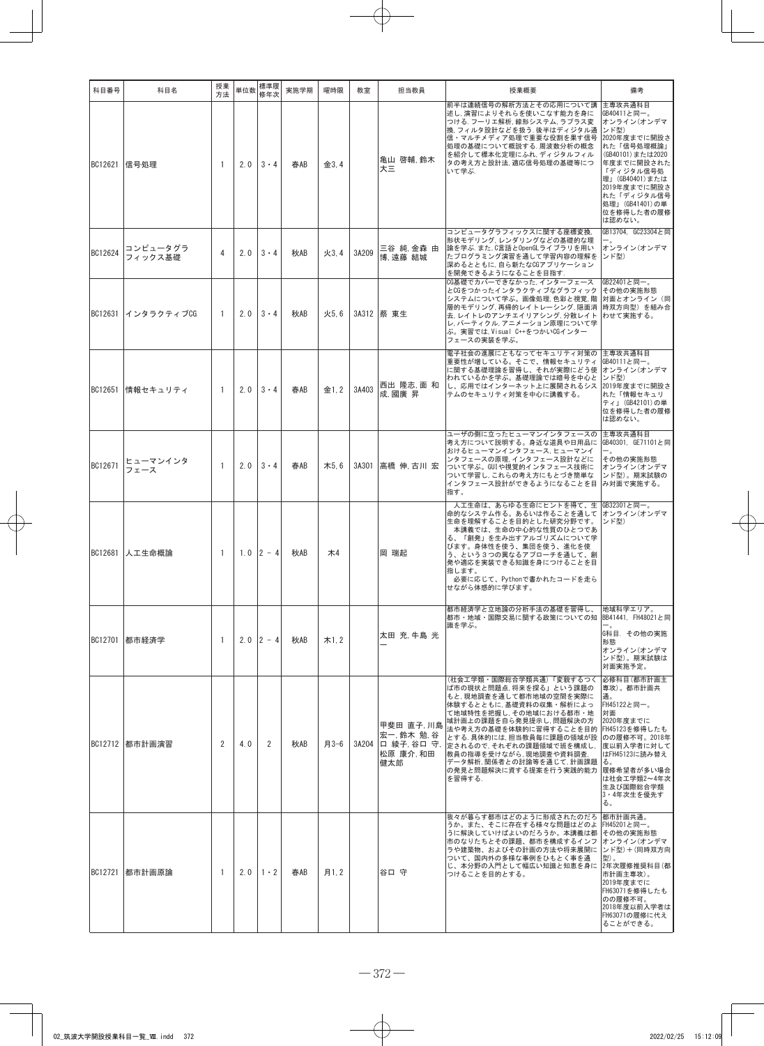| 科目番号 | 科目名 | 授業方法 | 単位数 | 標準履修年次 | 実施学期 | 曜時限 | 教室 | 担当教員 | 授業概要 | 備考 |
|---|---|---|---|---|---|---|---|---|---|---|
| BC12621 | 信号処理 | 1 | 2.0 | 3・4 | 春AB | 金3,4 | | 亀山 啓輔,鈴木 大三 | 前半は連続信号の解析方法とその応用について講述し,演習によりそれらを使いこなす能力を身につける.フーリエ解析,線形システム,ラプラス変換,フィルタ設計などを扱う.後半はディジタル通信・マルチメディア処理で重要な役割を果す信号処理の基礎について概説する.周波数分析の概念を紹介して標本化定理にふれ,ディジタルフィルタの考え方と設計法,適応信号処理の基礎等について学ぶ. | 主専攻共通科目 GB40411と同一。 オンライン(オンデマンド型) 2020年度までに開設された「信号処理概論」(GB40101)または2020年度までに開設された「ディジタル信号処理」(GB40401)または2019年度までに開設された「ディジタル信号処理」(GB41401)の単位を修得した者の履修は認めない。 |
| BC12624 | コンピュータグラフィックス基礎 | 4 | 2.0 | 3・4 | 秋AB | 火3,4 | 3A209 | 三谷 純,金森 由博,遠藤 結城 | コンピュータグラフィックスに関する座標変換,形状モデリング,レンダリングなどの基礎的な理論を学ぶ.また,C言語とOpenGLライブラリを用いたプログラミング演習を通して学習内容の理解を深めるとともに,自ら新たなCGアプリケーションを開発できるようになることを目指す. | GB13704, GC23304と同一。 オンライン(オンデマンド型) |
| BC12631 | インタラクティブCG | 1 | 2.0 | 3・4 | 秋AB | 火5,6 | 3A312 | 蔡 東生 | CG基礎でカバーできなかった,インターフェースとCGをつかったインタラクティブなグラフィックシステムについて学ぶ。画像処理,色彩と視覚,階層的モデリング,再帰的レイトレーシング,隠面消去,レイトレのアンチエイリアシング,分散レイトレ,パーティクル,アニメーション原理について学ぶ。実習では,Visual C++をつかいCGインターフェースの実装を学ぶ。 | GB22401と同一。 その他の実施形態 対面とオンライン(同時双方向型)を組み合わせて実施する。 |
| BC12651 | 情報セキュリティ | 1 | 2.0 | 3・4 | 春AB | 金1,2 | 3A403 | 西出 隆志,面 和成,國廣 昇 | 電子社会の進展にともなってセキュリティ対策の重要性が増している。そこで、情報セキュリティに関する基礎理論を習得し、それが実際にどう使われているかを学ぶ。基礎理論では暗号を中心とし、応用ではインターネット上に展開されるシステムのセキュリティ対策を中心に講義する。 | 主専攻共通科目 GB40111と同一。 オンライン(オンデマンド型) 2019年度までに開設された「情報セキュリティ」(GB42101)の単位を修得した者の履修は認めない。 |
| BC12671 | ヒューマンインタフェース | 1 | 2.0 | 3・4 | 春AB | 木5,6 | 3A301 | 高橋 伸,古川 宏 | ユーザの側に立ったヒューマンインタフェースの考え方について説明する。身近な道具や日用品におけるヒューマンインタフェース,ヒューマンインタフェースの原理,インタフェース設計などについて学ぶ。GUIや視覚的インタフェース技術について学習し,これらの考え方にもとづき簡単なインタフェース設計ができるようになることを目指す。 | 主専攻共通科目 GB40301, GE71101と同一。 その他の実施形態 オンライン(オンデマンド型)。期末試験のみ対面で実施する。 |
| BC12681 | 人工生命概論 | 1 | 1.0 | 2 - 4 | 秋AB | 木4 | | 岡 瑞起 | 人工生命は、あらゆる生命にヒントを得て、生命的なシステム作る。あるいは作ることを通して生命を理解することを目的とした研究分野です。 本講義では、生命の中心的な性質のひとつである、「創発」を生み出すアルゴリズムについて学びます。身体性を使う、集団を使う、進化を使う、という3つの異なるアプローチを通して、創発や適応を実装できる知識を身につけることを目指します。 必要に応じて、Pythonで書かれたコードを走らせながら体感的に学びます。 | GB32301と同一。 オンライン(オンデマンド型) |
| BC12701 | 都市経済学 | 1 | 2.0 | 2 - 4 | 秋AB | 木1,2 | | 太田 充,牛島 光一 | 都市経済学と立地論の分析手法の基礎を習得し、都市・地域・国際交易に関する政策についての知識を学ぶ。 | 地域科学エリア。 BB41441, FH48021と同一。 G科目. その他の実施形態 オンライン(オンデマンド型)。期末試験は対面実施予定。 |
| BC12712 | 都市計画演習 | 2 | 4.0 | 2 | 秋AB | 月3-6 | 3A204 | 甲斐田 直子,川島 宏一,鈴木 勉,谷口 綾子,谷口 守,松原 康介,和田 健太郎 | (社会工学類・国際総合学類共通)「変貌するつくば市の現状と問題点,将来を探る」という課題のもと,現地調査を通して都市地域の空間を実際に体験するとともに,基礎資料の収集・解析によって地域特性を把握し,その地域における都市・地域計画上の課題を自ら発見提示し,問題解決の方法や考え方の基礎を体験的に習得することを目的とする.具体的には,担当教員毎に課題の領域が設定されるので,それぞれの課題領域で班を構成し,教員の指導を受けながら,現地調査や資料調査,データ解析,関係者との討論等を通じて,計画課題の発見と問題解決に資する提案を行う実践的能力を習得する. | 必修科目(都市計画主専攻)。都市計画共通。 FH45122と同一。 対面 2020年度までにFH45123を修得したものの履修不可。2018年度以前入学者に対してはFH45123に読み替える。 履修希望者が多い場合は社会工学類2～4年次生及び国際総合学類3・4年次生を優先する。 |
| BC12721 | 都市計画原論 | 1 | 2.0 | 1・2 | 春AB | 月1,2 | | 谷口 守 | 我々が暮らす都市はどのように形成されたのだろうか。また、そこに存在する様々な問題はどのように解決していけばよいのだろうか。本講義は都市のなりたちとその課題、都市を構成するインフラや建築物、およびその計画の方法や将来展開について、国内外の多様な事例をひもとく事を通じ、本分野の入門として幅広い知識と知恵を身につけることを目的とする。 | 都市計画共通。 FH45201と同一。 その他の実施形態 オンライン(オンデマンド型)+(同時双方向型)。 2年次履修推奨科目(都市計画主専攻)。 2019年度までにFH63071を修得したものの履修不可。 2018年度以前入学者はFH63071の履修に代えることができる。 |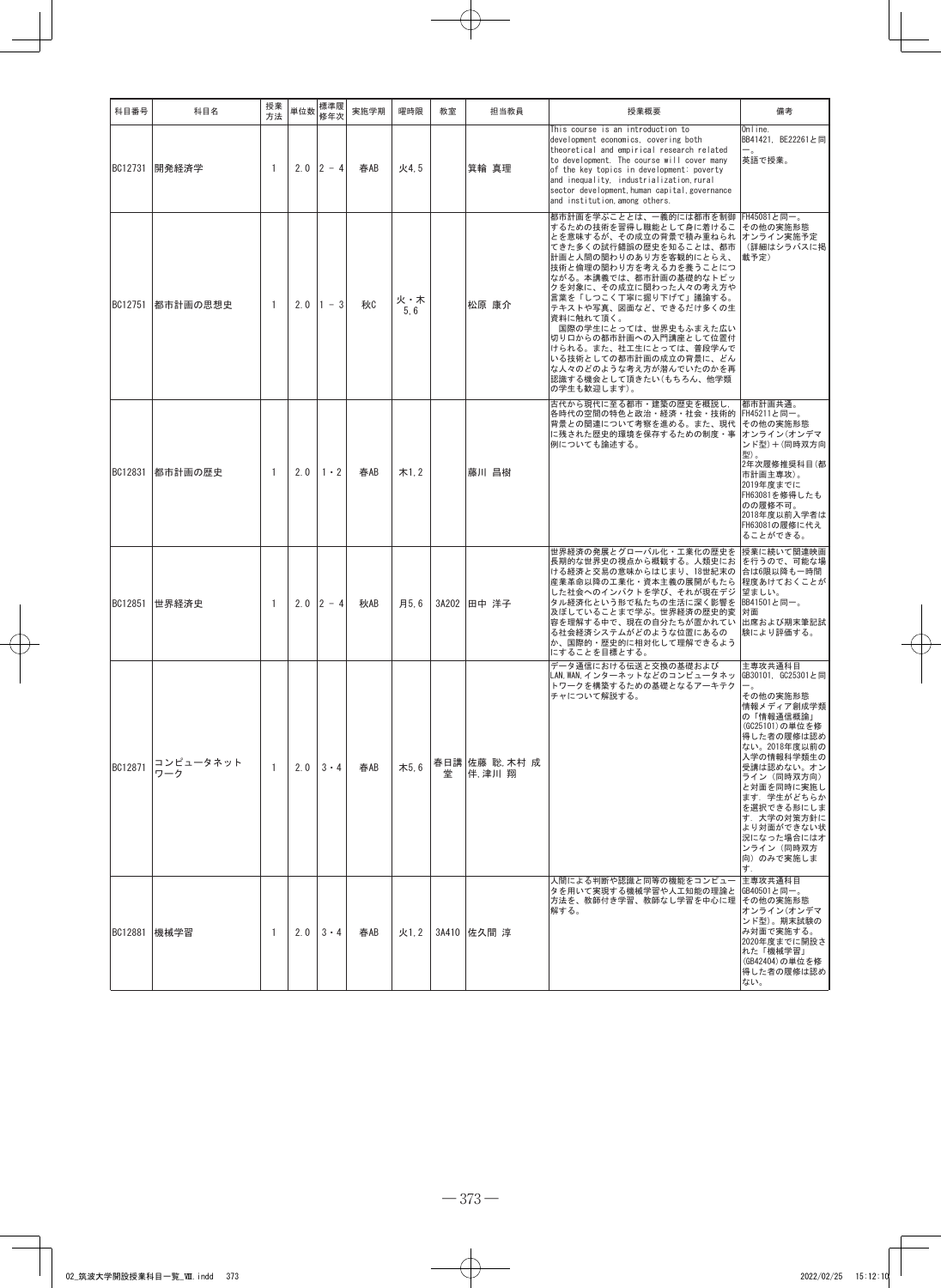| 科目番号 | 科目名 | 授業方法 | 単位数 | 標準履修年次 | 実施学期 | 曜時限 | 教室 | 担当教員 | 授業概要 | 備考 |
|---|---|---|---|---|---|---|---|---|---|---|
| BC12731 | 開発経済学 | 1 | 2.0 | 2 - 4 | 春AB | 火4,5 | | 箕輪 真理 | This course is an introduction to development economics, covering both theoretical and empirical research related to development. The course will cover many of the key topics in development: poverty and inequality, industrialization,rural sector development,human capital,governance and institution,among others. | Online. BB41421, BE22261と同一。 英語で授業。 |
| BC12751 | 都市計画の思想史 | 1 | 2.0 | 1 - 3 | 秋C | 火・木5,6 | | 松原 康介 | 都市計画を学ぶこととは、一義的には都市を制御するための技術を習得し職能として身に着けることを意味するが、その成立の背景で積み重ねられてきた多くの試行錯誤の歴史を知ることは、都市計画と人間の関わり方のあり方を客観的にとらえ、技術と倫理の関わり方を考える力を養うことにつながる。本講義では、都市計画の基礎的なトピックを対象に、その成立に関わった人々の考え方や言葉を「しつこく丁寧に掘り下げて」議論する。テキストや写真、図面など、できるだけ多くの生資料に触れて頂く。<br>国際の学生にとっては、世界史もふまえた広い切り口からの都市計画への入門講座として位置付けられる。また、社工生にとっては、普段学んでいる技術としての都市計画の成立の背景に、どんな人々のどのような考え方が潜んでいたのかを再認識する機会として頂きたい(もちろん、他学類の学生も歓迎します)。 | FH45081と同一。<br>その他の実施形態<br>オンライン実施予定（詳細はシラバスに掲載予定） |
| BC12831 | 都市計画の歴史 | 1 | 2.0 | 1・2 | 春AB | 木1,2 | | 藤川 昌樹 | 古代から現代に至る都市・建築の歴史を概説し、各時代の空間の特色と政治・経済・社会・技術的背景との関連について考察を進める。また、現代に残された歴史的環境を保存するための制度・事例についても論述する。 | 都市計画共通。<br>FH45211と同一。<br>その他の実施形態<br>オンライン(オンデマンド型)+(同時双方向型)。<br>2年次履修推奨科目(都市計画主専攻)。<br>2019年度までにFH63081を修得したものの履修不可。<br>2018年度以前入学者はFH63081の履修に代えることができる。 |
| BC12851 | 世界経済史 | 1 | 2.0 | 2 - 4 | 秋AB | 月5,6 | 3A202 | 田中 洋子 | 世界経済の発展とグローバル化・工業化の歴史を長期的な世界史の視点から概観する。人類史における経済と交易の意味からはじまり、18世紀末の産業革命以降の工業化・資本主義の展開がもたらした社会へのインパクトを学び、それが現在デジタル経済化という形で私たちの生活に深く影響を及ぼしていることまで学ぶ。世界経済の歴史的変容を理解する中で、現在の自分たちが置かれている社会経済システムがどのような位置にあるのか、国際的・歴史的に相対化して理解できるようにすることを目標とする。 | 授業に続いて関連映画を行うので、可能な場合は6限以降も一時間程度あけておくことが望ましい。<br>BB41501と同一。<br>対面<br>出席および期末筆記試験により評価する。 |
| BC12871 | コンピュータネットワーク | 1 | 2.0 | 3・4 | 春AB | 木5,6 | 春日講堂 | 佐藤 聡,木村 成伴,津川 翔 | データ通信における伝送と交換の基礎およびLAN,WAN,インターネットなどのコンピュータネットワークを構築するための基礎となるアーキテクチャについて解説する。 | 主専攻共通科目<br>GB30101, GC25301と同一。<br>その他の実施形態<br>情報メディア創成学類の「情報通信概論」(GC25101)の単位を修得した者の履修は認めない。2018年度以前の入学の情報科学類生の受講は認めない。オンライン（同時双方向）と対面を同時に実施します．学生がどちらかを選択できる形にします．大学の対策方針により対面ができない状況になった場合にはオンライン（同時双方向）のみで実施します． |
| BC12881 | 機械学習 | 1 | 2.0 | 3・4 | 春AB | 火1,2 | 3A410 | 佐久間 淳 | 人間による判断や認識と同等の機能をコンピュータを用いて実現する機械学習や人工知能の理論と方法を、教師付き学習、教師なし学習を中心に理解する。 | 主専攻共通科目<br>GB40501と同一。<br>その他の実施形態<br>オンライン(オンデマンド型)。期末試験のみ対面で実施する。<br>2020年度までに開設された「機械学習」(GB42404)の単位を修得した者の履修は認めない。 |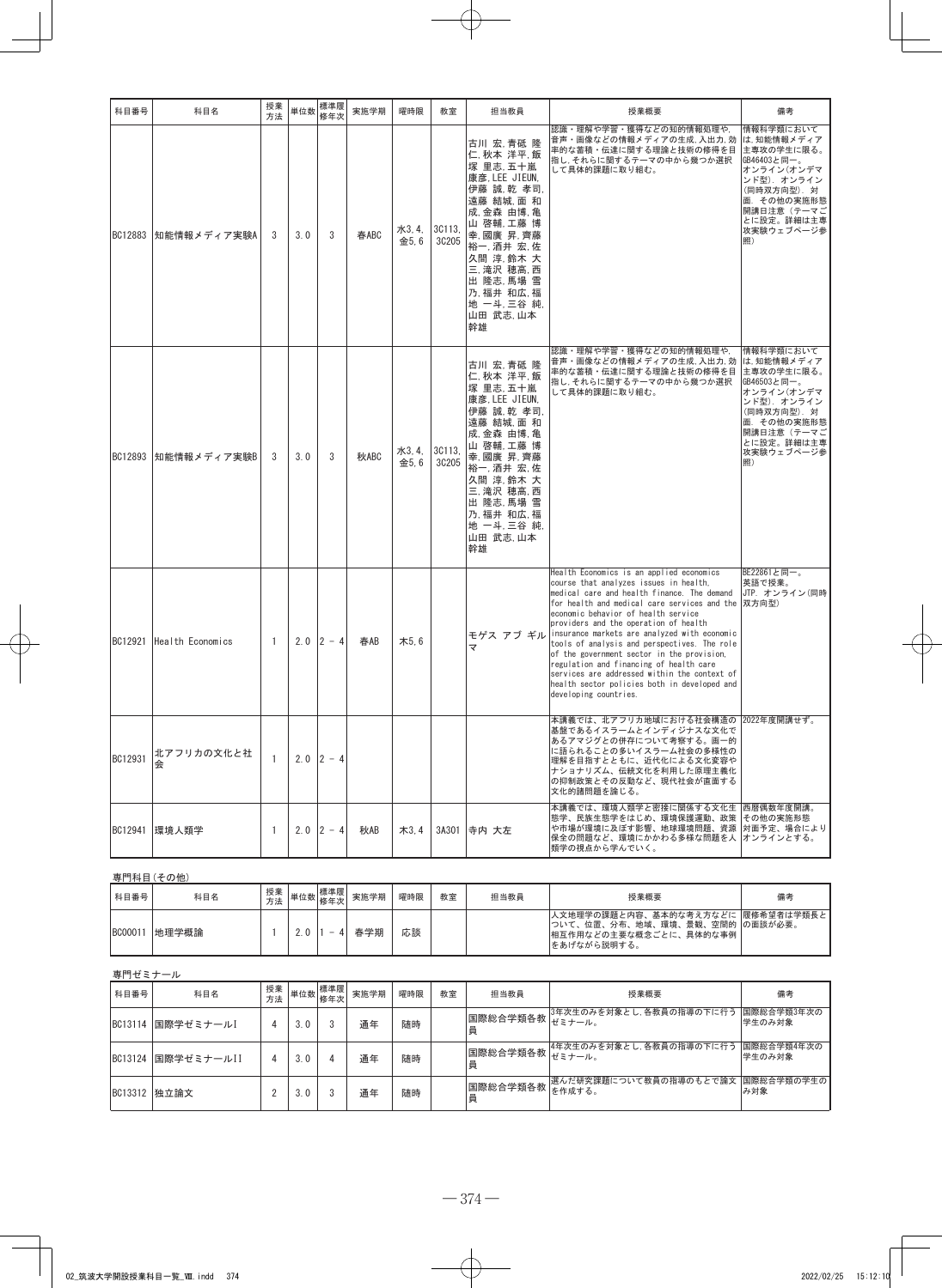| 科目番号 | 科目名 | 授業方法 | 単位数 | 標準履修年次 | 実施学期 | 曜時限 | 教室 | 担当教員 | 授業概要 | 備考 |
|---|---|---|---|---|---|---|---|---|---|---|
| BC12883 | 知能情報メディア実験A | 3 | 3.0 | 3 | 春ABC | 水3,4,金5,6 | 3C113,3C205 | 古川 宏,青砥 隆仁,秋本 洋平,飯塚 里志,五十嵐 康彦,LEE JIEUN,伊藤 誠,乾 孝司,遠藤 結城,面 和成,金森 由博,亀山 啓輔,工藤 博幸,國廣 昇,齊藤 裕一,酒井 宏,佐久間 淳,鈴木 大三,滝沢 穂高,西出 隆志,馬場 雪乃,福井 和広,福地 一斗,三谷 純,山田 武志,山本 幹雄 | 認識・理解や学習・獲得などの知的情報処理や,音声・画像などの情報メディアの生成,入出力,効率的な蓄積・伝達に関する理論と技術の修得を目指し,それらに関するテーマの中から幾つか選択して具体的課題に取り組む。 | 情報科学類において は,知能情報メディア主専攻の学生に限る。GB46403と同一。オンライン(オンデマンド型).オンライン(同時双方向型).対面.その他の実施形態 開講日注意(テーマごとに設定。詳細は主専攻実験ウェブページ参照) |
| BC12893 | 知能情報メディア実験B | 3 | 3.0 | 3 | 秋ABC | 水3,4,金5,6 | 3C113,3C205 | 古川 宏,青砥 隆仁,秋本 洋平,飯塚 里志,五十嵐 康彦,LEE JIEUN,伊藤 誠,乾 孝司,遠藤 結城,面 和成,金森 由博,亀山 啓輔,工藤 博幸,國廣 昇,齊藤 裕一,酒井 宏,佐久間 淳,鈴木 大三,滝沢 穂高,西出 隆志,馬場 雪乃,福井 和広,福地 一斗,三谷 純,山田 武志,山本 幹雄 | 認識・理解や学習・獲得などの知的情報処理や,音声・画像などの情報メディアの生成,入出力,効率的な蓄積・伝達に関する理論と技術の修得を目指し,それらに関するテーマの中から幾つか選択して具体的課題に取り組む。 | 情報科学類において は,知能情報メディア主専攻の学生に限る。GB46503と同一。オンライン(オンデマンド型).オンライン(同時双方向型).対面.その他の実施形態 開講日注意(テーマごとに設定。詳細は主専攻実験ウェブページ参照) |
| BC12921 | Health Economics | 1 | 2.0 | 2 - 4 | 春AB | 木5,6 | | モゲス アブ ギルマ | Health Economics is an applied economics course that analyzes issues in health, medical care and health finance. The demand for health and medical care services and the economic behavior of health service providers and the operation of health insurance markets are analyzed with economic tools of analysis and perspectives. The role of the government sector in the provision, regulation and financing of health care services are addressed within the context of health sector policies both in developed and developing countries. | BE22861と同一。英語で授業。JTP. オンライン(同時双方向型) |
| BC12931 | 北アフリカの文化と社会 | 1 | 2.0 | 2 - 4 | | | | | 本講義では、北アフリカ地域における社会構造の基盤であるイスラームとインディジナスな文化であるアマジグとの併存について考察する。画一的に語られることの多いイスラーム社会の多様性の理解を目指すとともに、近代化による文化変容やナショナリズム、伝統文化を利用した原理主義化の抑制政策とその反動など、現代社会が直面する文化的諸問題を論じる。 | 2022年度開講せず。 |
| BC12941 | 環境人類学 | 1 | 2.0 | 2 - 4 | 秋AB | 木3,4 | 3A301 | 寺内 大左 | 本講義では、環境人類学と密接に関係する文化生態学、民族生態学をはじめ、環境保護運動、政策や市場が環境に及ぼす影響、地球環境問題、資源保全の問題など、環境にかかわる多様な問題を人類学の視点から学んでいく。 | 西暦偶数年度開講。その他の実施形態 対面予定。場合によりオンラインとする。 |

専門科目(その他)

| 科目番号 | 科目名 | 授業方法 | 単位数 | 標準履修年次 | 実施学期 | 曜時限 | 教室 | 担当教員 | 授業概要 | 備考 |
|---|---|---|---|---|---|---|---|---|---|---|
| BC00011 | 地理学概論 | 1 | 2.0 | 1 - 4 | 春学期 | 応談 | | | 人文地理学の課題と内容、基本的な考え方などについて、位置、分布、地域、環境、景観、空間的相互作用などの主要な概念ごとに、具体的な事例をあげながら説明する。 | 履修希望者は学類長との面談が必要。 |

専門ゼミナール

| 科目番号 | 科目名 | 授業方法 | 単位数 | 標準履修年次 | 実施学期 | 曜時限 | 教室 | 担当教員 | 授業概要 | 備考 |
|---|---|---|---|---|---|---|---|---|---|---|
| BC13114 | 国際学ゼミナールI | 4 | 3.0 | 3 | 通年 | 随時 | | 国際総合学類各教員 | 3年次生のみを対象とし,各教員の指導の下に行うゼミナール。 | 国際総合学類3年次の学生のみ対象 |
| BC13124 | 国際学ゼミナールII | 4 | 3.0 | 4 | 通年 | 随時 | | 国際総合学類各教員 | 4年次生のみを対象とし,各教員の指導の下に行うゼミナール。 | 国際総合学類4年次の学生のみ対象 |
| BC13312 | 独立論文 | 2 | 3.0 | 3 | 通年 | 随時 | | 国際総合学類各教員 | 選んだ研究課題について教員の指導のもとで論文を作成する。 | 国際総合学類の学生のみ対象 |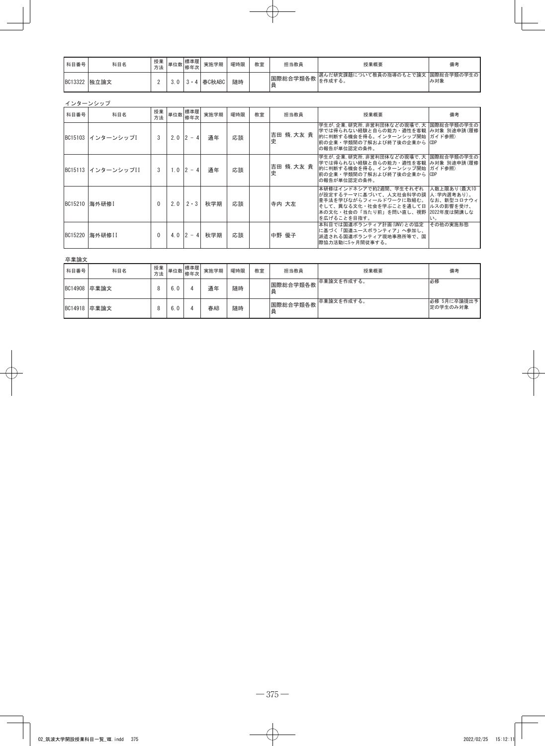| 科目番号 | 科目名 | 授業方法 | 単位数 | 標準履修年次 | 実施学期 | 曜時限 | 教室 | 担当教員 | 授業概要 | 備考 |
|---|---|---|---|---|---|---|---|---|---|---|
| BC13322 | 独立論文 | 2 | 3.0 | 3・4 | 春C秋ABC | 随時 | | 国際総合学類各教員 | 選んだ研究課題について教員の指導のもとで論文を作成する。 | 国際総合学類の学生のみ対象 |

インターンシップ

| 科目番号 | 科目名 | 授業方法 | 単位数 | 標準履修年次 | 実施学期 | 曜時限 | 教室 | 担当教員 | 授業概要 | 備考 |
|---|---|---|---|---|---|---|---|---|---|---|
| BC15103 | インターンシップI | 3 | 2.0 | 2 - 4 | 通年 | 応談 | | 吉田 脩,大友 貴史 | 学生が,企業,研究所,非営利団体などの現場で,大学では得られない経験と自らの能力・適性を客観的に判断する機会を得る。インターンシップ開始前の企業・学類間の了解および終了後の企業からの報告が単位認定の条件。 | 国際総合学類の学生のみ対象 別途申請(履修ガイド参照) CDP |
| BC15113 | インターンシップII | 3 | 1.0 | 2 - 4 | 通年 | 応談 | | 吉田 脩,大友 貴史 | 学生が,企業,研究所,非営利団体などの現場で,大学では得られない経験と自らの能力・適性を客観的に判断する機会を得る。インターンシップ開始前の企業・学類間の了解および終了後の企業からの報告が単位認定の条件。 | 国際総合学類の学生のみ対象 別途申請(履修ガイド参照) CDP |
| BC15210 | 海外研修I | 0 | 2.0 | 2・3 | 秋学期 | 応談 | | 寺内 大左 | 本研修はインドネシアで約2週間、学生それぞれが設定するテーマに基づいて、人文社会科学の調査手法を学びながらフィールドワークに取組む。そして、異なる文化・社会を学ぶことを通して日本の文化・社会の「当たり前」を問い直し、視野を広げることを目指す。 | 人数上限あり(最大10人:学内選考あり)。なお、新型コロナウィルスの影響を受け、2022年度は開講しない。 |
| BC15220 | 海外研修II | 0 | 4.0 | 2 - 4 | 秋学期 | 応談 | | 中野 優子 | 本科目では国連ボランティア計画(UNV)との協定に基づく「国連ユースボランティア」へ参加し、派遣される国連ボランティア現地事務所等で、国際協力活動に5ヶ月間従事する。 | その他の実施形態 |

卒業論文

| 科目番号 | 科目名 | 授業方法 | 単位数 | 標準履修年次 | 実施学期 | 曜時限 | 教室 | 担当教員 | 授業概要 | 備考 |
|---|---|---|---|---|---|---|---|---|---|---|
| BC14908 | 卒業論文 | 8 | 6.0 | 4 | 通年 | 随時 | | 国際総合学類各教員 | 卒業論文を作成する。 | 必修 |
| BC14918 | 卒業論文 | 8 | 6.0 | 4 | 春AB | 随時 | | 国際総合学類各教員 | 卒業論文を作成する。 | 必修 5月に卒論提出予定の学生のみ対象 |